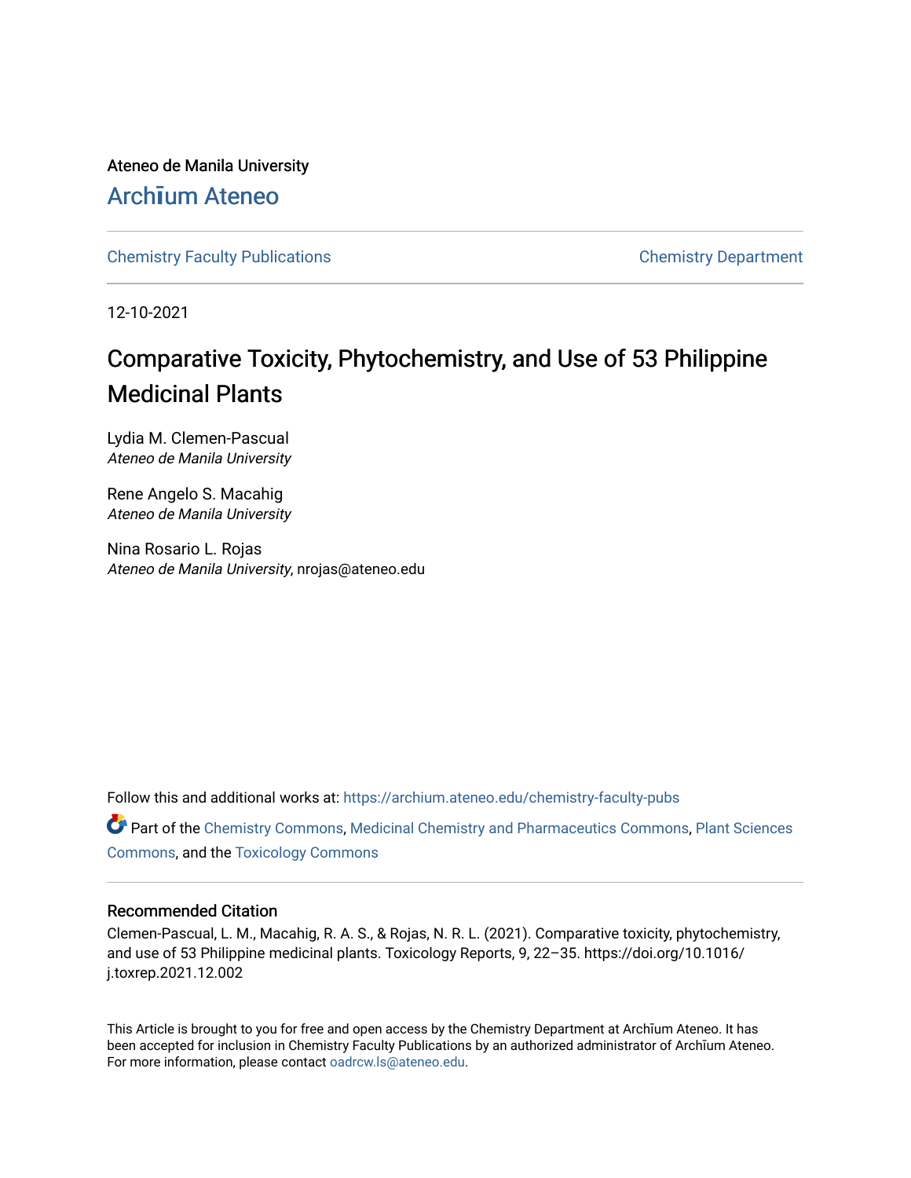Ateneo de Manila University

Archīum Ateneo

Chemistry Faculty Publications | Chemistry Department

12-10-2021

# Comparative Toxicity, Phytochemistry, and Use of 53 Philippine Medicinal Plants

Lydia M. Clemen-Pascual
*Ateneo de Manila University*

Rene Angelo S. Macahig
*Ateneo de Manila University*

Nina Rosario L. Rojas
*Ateneo de Manila University*, nrojas@ateneo.edu

Follow this and additional works at: https://archium.ateneo.edu/chemistry-faculty-pubs

Part of the Chemistry Commons, Medicinal Chemistry and Pharmaceutics Commons, Plant Sciences Commons, and the Toxicology Commons

## Recommended Citation

Clemen-Pascual, L. M., Macahig, R. A. S., & Rojas, N. R. L. (2021). Comparative toxicity, phytochemistry, and use of 53 Philippine medicinal plants. Toxicology Reports, 9, 22–35. https://doi.org/10.1016/j.toxrep.2021.12.002

This Article is brought to you for free and open access by the Chemistry Department at Archīum Ateneo. It has been accepted for inclusion in Chemistry Faculty Publications by an authorized administrator of Archīum Ateneo. For more information, please contact oadrcw.ls@ateneo.edu.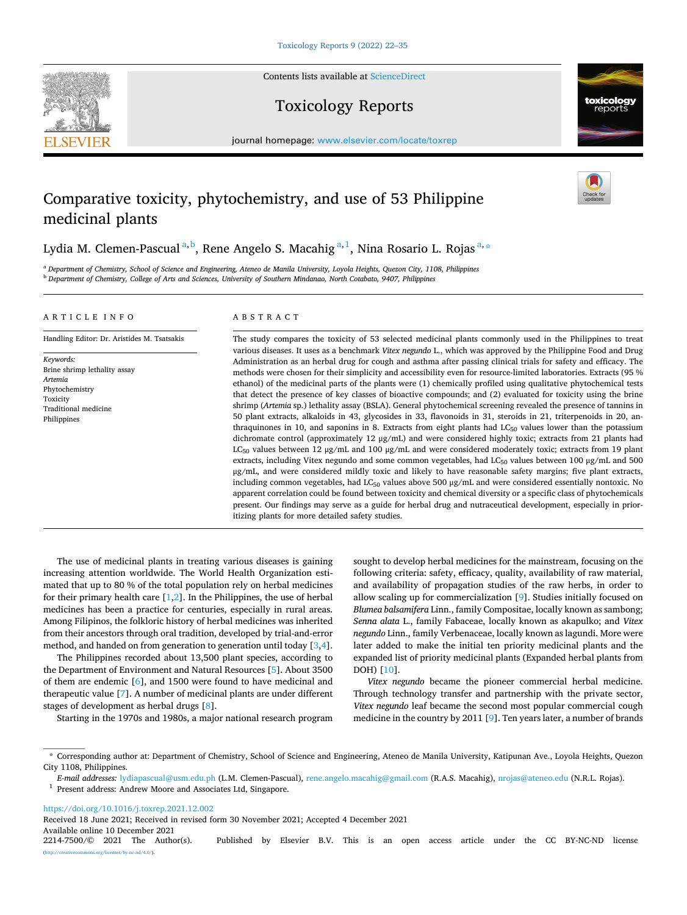# Comparative toxicity, phytochemistry, and use of 53 Philippine medicinal plants

Lydia M. Clemen-Pascual [a,b], Rene Angelo S. Macahig [a,1], Nina Rosario L. Rojas [a,*]

[a] *Department of Chemistry, School of Science and Engineering, Ateneo de Manila University, Loyola Heights, Quezon City, 1108, Philippines*
[b] *Department of Chemistry, College of Arts and Sciences, University of Southern Mindanao, North Cotabato, 9407, Philippines*

## ARTICLE INFO

Handling Editor: Dr. Aristides M. Tsatsakis

*Keywords:*
Brine shrimp lethality assay
*Artemia*
Phytochemistry
Toxicity
Traditional medicine
Philippines

## ABSTRACT

The study compares the toxicity of 53 selected medicinal plants commonly used in the Philippines to treat various diseases. It uses as a benchmark *Vitex negundo* L., which was approved by the Philippine Food and Drug Administration as an herbal drug for cough and asthma after passing clinical trials for safety and efficacy. The methods were chosen for their simplicity and accessibility even for resource-limited laboratories. Extracts (95 % ethanol) of the medicinal parts of the plants were (1) chemically profiled using qualitative phytochemical tests that detect the presence of key classes of bioactive compounds; and (2) evaluated for toxicity using the brine shrimp (*Artemia* sp.) lethality assay (BSLA). General phytochemical screening revealed the presence of tannins in 50 plant extracts, alkaloids in 43, glycosides in 33, flavonoids in 31, steroids in 21, triterpenoids in 20, anthraquinones in 10, and saponins in 8. Extracts from eight plants had $LC_{50}$ values lower than the potassium dichromate control (approximately 12 μg/mL) and were considered highly toxic; extracts from 21 plants had $LC_{50}$ values between 12 μg/mL and 100 μg/mL and were considered moderately toxic; extracts from 19 plant extracts, including Vitex negundo and some common vegetables, had $LC_{50}$ values between 100 μg/mL and 500 μg/mL, and were considered mildly toxic and likely to have reasonable safety margins; five plant extracts, including common vegetables, had $LC_{50}$ values above 500 μg/mL and were considered essentially nontoxic. No apparent correlation could be found between toxicity and chemical diversity or a specific class of phytochemicals present. Our findings may serve as a guide for herbal drug and nutraceutical development, especially in prioritizing plants for more detailed safety studies.

The use of medicinal plants in treating various diseases is gaining increasing attention worldwide. The World Health Organization estimated that up to 80 % of the total population rely on herbal medicines for their primary health care [1,2]. In the Philippines, the use of herbal medicines has been a practice for centuries, especially in rural areas. Among Filipinos, the folkloric history of herbal medicines was inherited from their ancestors through oral tradition, developed by trial-and-error method, and handed on from generation to generation until today [3,4].

The Philippines recorded about 13,500 plant species, according to the Department of Environment and Natural Resources [5]. About 3500 of them are endemic [6], and 1500 were found to have medicinal and therapeutic value [7]. A number of medicinal plants are under different stages of development as herbal drugs [8].

Starting in the 1970s and 1980s, a major national research program sought to develop herbal medicines for the mainstream, focusing on the following criteria: safety, efficacy, quality, availability of raw material, and availability of propagation studies of the raw herbs, in order to allow scaling up for commercialization [9]. Studies initially focused on *Blumea balsamifera* Linn., family Compositae, locally known as sambong; *Senna alata* L., family Fabaceae, locally known as akapulko; and *Vitex negundo* Linn., family Verbenaceae, locally known as lagundi. More were later added to make the initial ten priority medicinal plants and the expanded list of priority medicinal plants (Expanded herbal plants from DOH) [10].

*Vitex negundo* became the pioneer commercial herbal medicine. Through technology transfer and partnership with the private sector, *Vitex negundo* leaf became the second most popular commercial cough medicine in the country by 2011 [9]. Ten years later, a number of brands

* Corresponding author at: Department of Chemistry, School of Science and Engineering, Ateneo de Manila University, Katipunan Ave., Loyola Heights, Quezon City 1108, Philippines.

*E-mail addresses:* lydiapascual@usm.edu.ph (L.M. Clemen-Pascual), rene.angelo.macahig@gmail.com (R.A.S. Macahig), nrojas@ateneo.edu (N.R.L. Rojas).

[1] Present address: Andrew Moore and Associates Ltd, Singapore.

https://doi.org/10.1016/j.toxrep.2021.12.002
Received 18 June 2021; Received in revised form 30 November 2021; Accepted 4 December 2021
Available online 10 December 2021
2214-7500/© 2021 The Author(s). Published by Elsevier B.V. This is an open access article under the CC BY-NC-ND license (http://creativecommons.org/licenses/by-nc-nd/4.0/).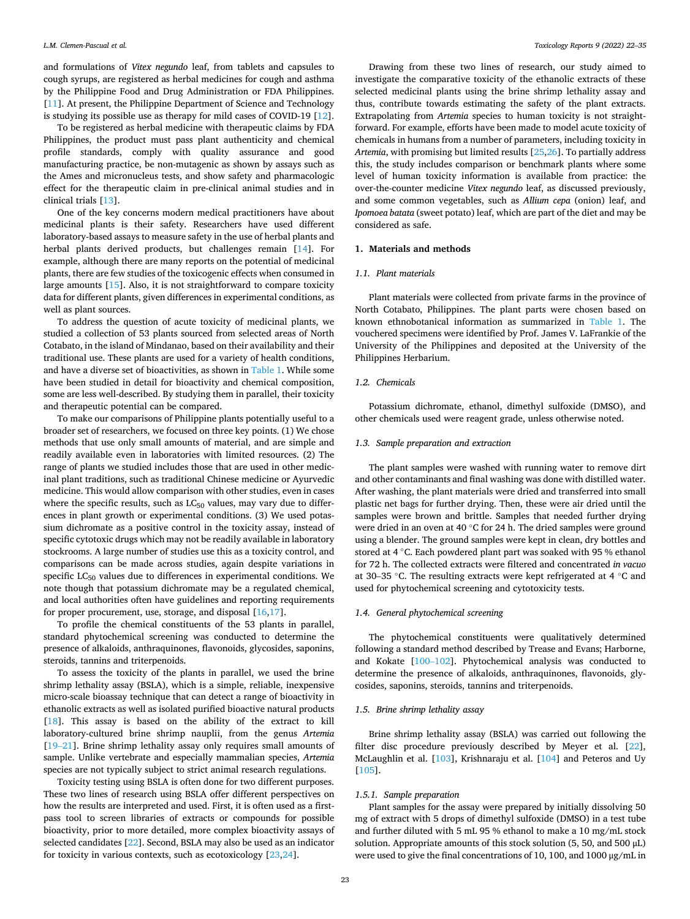and formulations of *Vitex negundo* leaf, from tablets and capsules to cough syrups, are registered as herbal medicines for cough and asthma by the Philippine Food and Drug Administration or FDA Philippines. [11]. At present, the Philippine Department of Science and Technology is studying its possible use as therapy for mild cases of COVID-19 [12].

To be registered as herbal medicine with therapeutic claims by FDA Philippines, the product must pass plant authenticity and chemical profile standards, comply with quality assurance and good manufacturing practice, be non-mutagenic as shown by assays such as the Ames and micronucleus tests, and show safety and pharmacologic effect for the therapeutic claim in pre-clinical animal studies and in clinical trials [13].

One of the key concerns modern medical practitioners have about medicinal plants is their safety. Researchers have used different laboratory-based assays to measure safety in the use of herbal plants and herbal plants derived products, but challenges remain [14]. For example, although there are many reports on the potential of medicinal plants, there are few studies of the toxicogenic effects when consumed in large amounts [15]. Also, it is not straightforward to compare toxicity data for different plants, given differences in experimental conditions, as well as plant sources.

To address the question of acute toxicity of medicinal plants, we studied a collection of 53 plants sourced from selected areas of North Cotabato, in the island of Mindanao, based on their availability and their traditional use. These plants are used for a variety of health conditions, and have a diverse set of bioactivities, as shown in Table 1. While some have been studied in detail for bioactivity and chemical composition, some are less well-described. By studying them in parallel, their toxicity and therapeutic potential can be compared.

To make our comparisons of Philippine plants potentially useful to a broader set of researchers, we focused on three key points. (1) We chose methods that use only small amounts of material, and are simple and readily available even in laboratories with limited resources. (2) The range of plants we studied includes those that are used in other medicinal plant traditions, such as traditional Chinese medicine or Ayurvedic medicine. This would allow comparison with other studies, even in cases where the specific results, such as $LC_{50}$ values, may vary due to differences in plant growth or experimental conditions. (3) We used potassium dichromate as a positive control in the toxicity assay, instead of specific cytotoxic drugs which may not be readily available in laboratory stockrooms. A large number of studies use this as a toxicity control, and comparisons can be made across studies, again despite variations in specific $LC_{50}$ values due to differences in experimental conditions. We note though that potassium dichromate may be a regulated chemical, and local authorities often have guidelines and reporting requirements for proper procurement, use, storage, and disposal [16,17].

To profile the chemical constituents of the 53 plants in parallel, standard phytochemical screening was conducted to determine the presence of alkaloids, anthraquinones, flavonoids, glycosides, saponins, steroids, tannins and triterpenoids.

To assess the toxicity of the plants in parallel, we used the brine shrimp lethality assay (BSLA), which is a simple, reliable, inexpensive micro-scale bioassay technique that can detect a range of bioactivity in ethanolic extracts as well as isolated purified bioactive natural products [18]. This assay is based on the ability of the extract to kill laboratory-cultured brine shrimp nauplii, from the genus *Artemia* [19–21]. Brine shrimp lethality assay only requires small amounts of sample. Unlike vertebrate and especially mammalian species, *Artemia* species are not typically subject to strict animal research regulations.

Toxicity testing using BSLA is often done for two different purposes. These two lines of research using BSLA offer different perspectives on how the results are interpreted and used. First, it is often used as a first-pass tool to screen libraries of extracts or compounds for possible bioactivity, prior to more detailed, more complex bioactivity assays of selected candidates [22]. Second, BSLA may also be used as an indicator for toxicity in various contexts, such as ecotoxicology [23,24].

Drawing from these two lines of research, our study aimed to investigate the comparative toxicity of the ethanolic extracts of these selected medicinal plants using the brine shrimp lethality assay and thus, contribute towards estimating the safety of the plant extracts. Extrapolating from *Artemia* species to human toxicity is not straightforward. For example, efforts have been made to model acute toxicity of chemicals in humans from a number of parameters, including toxicity in *Artemia*, with promising but limited results [25,26]. To partially address this, the study includes comparison or benchmark plants where some level of human toxicity information is available from practice: the over-the-counter medicine *Vitex negundo* leaf, as discussed previously, and some common vegetables, such as *Allium cepa* (onion) leaf, and *Ipomoea batata* (sweet potato) leaf, which are part of the diet and may be considered as safe.

## 1. Materials and methods

### 1.1. Plant materials

Plant materials were collected from private farms in the province of North Cotabato, Philippines. The plant parts were chosen based on known ethnobotanical information as summarized in Table 1. The vouchered specimens were identified by Prof. James V. LaFrankie of the University of the Philippines and deposited at the University of the Philippines Herbarium.

### 1.2. Chemicals

Potassium dichromate, ethanol, dimethyl sulfoxide (DMSO), and other chemicals used were reagent grade, unless otherwise noted.

### 1.3. Sample preparation and extraction

The plant samples were washed with running water to remove dirt and other contaminants and final washing was done with distilled water. After washing, the plant materials were dried and transferred into small plastic net bags for further drying. Then, these were air dried until the samples were brown and brittle. Samples that needed further drying were dried in an oven at 40 °C for 24 h. The dried samples were ground using a blender. The ground samples were kept in clean, dry bottles and stored at 4 °C. Each powdered plant part was soaked with 95 % ethanol for 72 h. The collected extracts were filtered and concentrated *in vacuo* at 30–35 °C. The resulting extracts were kept refrigerated at 4 °C and used for phytochemical screening and cytotoxicity tests.

### 1.4. General phytochemical screening

The phytochemical constituents were qualitatively determined following a standard method described by Trease and Evans; Harborne, and Kokate [100–102]. Phytochemical analysis was conducted to determine the presence of alkaloids, anthraquinones, flavonoids, glycosides, saponins, steroids, tannins and triterpenoids.

### 1.5. Brine shrimp lethality assay

Brine shrimp lethality assay (BSLA) was carried out following the filter disc procedure previously described by Meyer et al. [22], McLaughlin et al. [103], Krishnaraju et al. [104] and Peteros and Uy [105].

#### 1.5.1. Sample preparation

Plant samples for the assay were prepared by initially dissolving 50 mg of extract with 5 drops of dimethyl sulfoxide (DMSO) in a test tube and further diluted with 5 mL 95 % ethanol to make a 10 mg/mL stock solution. Appropriate amounts of this stock solution (5, 50, and 500 μL) were used to give the final concentrations of 10, 100, and 1000 μg/mL in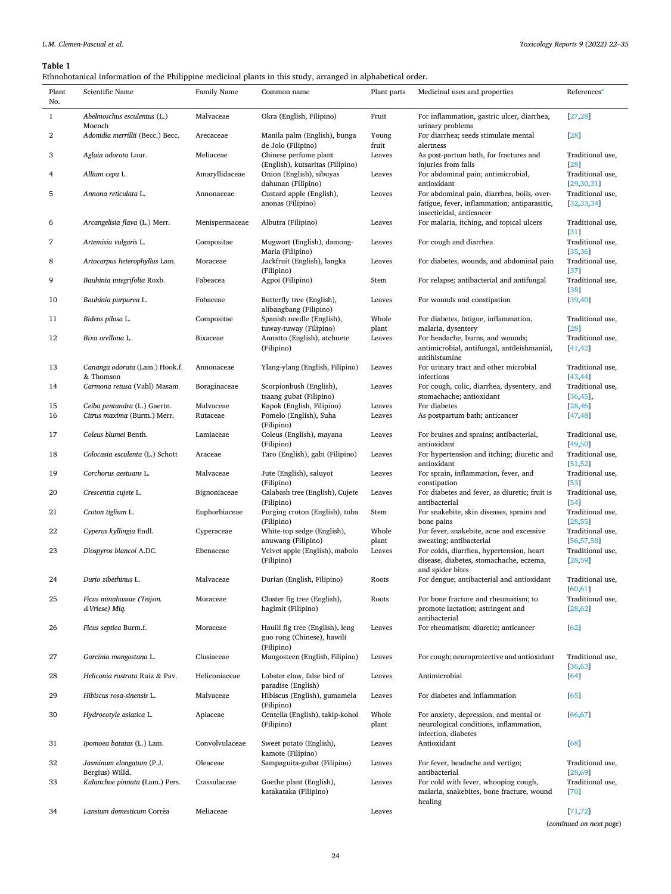**Table 1**

Ethnobotanical information of the Philippine medicinal plants in this study, arranged in alphabetical order.

| Plant No. | Scientific Name | Family Name | Common name | Plant parts | Medicinal uses and properties | References[a] |
|---|---|---|---|---|---|---|
| 1 | *Abelmoschus esculentus* (L.) Moench | Malvaceae | Okra (English, Filipino) | Fruit | For inflammation, gastric ulcer, diarrhea, urinary problems | [27,28] |
| 2 | *Adonidia merrillii* (Becc.) Becc. | Arecaceae | Manila palm (English), bunga de Jolo (Filipino) | Young fruit | For diarrhea; seeds stimulate mental alertness | [28] |
| 3 | *Aglaia odorata* Lour. | Meliaceae | Chinese perfume plant (English), kutsaritas (Filipino) | Leaves | As post-partum bath, for fractures and injuries from falls | Traditional use, [28] |
| 4 | *Allium cepa* L. | Amaryllidaceae | Onion (English), sibuyas dahunan (Filipino) | Leaves | For abdominal pain; antimicrobial, antioxidant | Traditional use, [29,30,31] |
| 5 | *Annona reticulata* L. | Annonaceae | Custard apple (English), anonas (Filipino) | Leaves | For abdominal pain, diarrhea, boils, over-fatigue, fever, inflammation; antiparasitic, insecticidal, anticancer | Traditional use, [32,33,34] |
| 6 | *Arcangelisia flava* (L.) Merr. | Menispermaceae | Albutra (Filipino) | Leaves | For malaria, itching, and topical ulcers | Traditional use, [31] |
| 7 | *Artemisia vulgaris* L. | Compositae | Mugwort (English), damong-Maria (Filipino) | Leaves | For cough and diarrhea | Traditional use, [35,36] |
| 8 | *Artocarpus heterophyllus* Lam. | Moraceae | Jackfruit (English), langka (Filipino) | Leaves | For diabetes, wounds, and abdominal pain | Traditional use, [37] |
| 9 | *Bauhinia integrifolia* Roxb. | Fabeacea | Agpoi (Filipino) | Stem | For relapse; antibacterial and antifungal | Traditional use, [38] |
| 10 | *Bauhinia purpurea* L. | Fabaceae | Butterfly tree (English), alibangbang (Filipino) | Leaves | For wounds and constipation | [39,40] |
| 11 | *Bidens pilosa* L. | Compositae | Spanish needle (English), tuway-tuway (Filipino) | Whole plant | For diabetes, fatigue, inflammation, malaria, dysentery | Traditional use, [28] |
| 12 | *Bixa orellana* L. | Bixaceae | Annatto (English), atchuete (Filipino) | Leaves | For headache, burns, and wounds; antimicrobial, antifungal, antileishmanial, antihistamine | Traditional use, [41,42] |
| 13 | *Cananga odorata* (Lam.) Hook.f. & Thomson | Annonaceae | Ylang-ylang (English, Filipino) | Leaves | For urinary tract and other microbial infections | Traditional use, [43,44] |
| 14 | *Carmona retusa* (Vahl) Masam | Boraginaceae | Scorpionbush (English), tsaang gubat (Filipino) | Leaves | For cough, colic, diarrhea, dysentery, and stomachache; antioxidant | Traditional use, [36,45], |
| 15 | *Ceiba pentandra* (L.) Gaertn. | Malvaceae | Kapok (English, Filipino) | Leaves | For diabetes | [28,46] |
| 16 | *Citrus maxima* (Burm.) Merr. | Rutaceae | Pomelo (English), Suha (Filipino) | Leaves | As postpartum bath; anticancer | [47,48] |
| 17 | *Coleus blumei* Benth. | Lamiaceae | Coleus (English), mayana (Filipino) | Leaves | For bruises and sprains; antibacterial, antioxidant | Traditional use, [49,50] |
| 18 | *Colocasia esculenta* (L.) Schott | Araceae | Taro (English), gabi (Filipino) | Leaves | For hypertension and itching; diuretic and antioxidant | Traditional use, [51,52] |
| 19 | *Corchorus aestuans* L. | Malvaceae | Jute (English), saluyot (Filipino) | Leaves | For sprain, inflammation, fever, and constipation | Traditional use, [53] |
| 20 | *Crescentia cujete* L. | Bignoniaceae | Calabash tree (English), Cujete (Filipino) | Leaves | For diabetes and fever, as diuretic; fruit is antibacterial | Traditional use, [54] |
| 21 | *Croton tiglium* L. | Euphorbiaceae | Purging croton (English), tuba (Filipino) | Stem | For snakebite, skin diseases, sprains and bone pains | Traditional use, [28,55] |
| 22 | *Cyperus kyllingia* Endl. | Cyperaceae | White-top sedge (English), anuwang (Filipino) | Whole plant | For fever, snakebite, acne and excessive sweating; antibacterial | Traditional use, [56,57,58] |
| 23 | *Diospyros blancoi* A.DC. | Ebenaceae | Velvet apple (English), mabolo (Filipino) | Leaves | For colds, diarrhea, hypertension, heart disease, diabetes, stomachache, eczema, and spider bites | Traditional use, [28,59] |
| 24 | *Durio zibethinus* L. | Malvaceae | Durian (English, Filipino) | Roots | For dengue; antibacterial and antioxidant | Traditional use, [60,61] |
| 25 | *Ficus minahassae (Teijsm. &Vriese) Miq.* | Moraceae | Cluster fig tree (English), hagimit (Filipino) | Roots | For bone fracture and rheumatism; to promote lactation; astringent and antibacterial | Traditional use, [28,62] |
| 26 | *Ficus septica* Burm.f. | Moraceae | Hauili fig tree (English), leng guo rong (Chinese), hawili (Filipino) | Leaves | For rheumatism; diuretic; anticancer | [62] |
| 27 | *Garcinia mangostana* L. | Clusiaceae | Mangosteen (English, Filipino) | Leaves | For cough; neuroprotective and antioxidant | Traditional use, [36,63] |
| 28 | *Heliconia rostrata* Ruiz & Pav. | Heliconiaceae | Lobster claw, false bird of paradise (English) | Leaves | Antimicrobial | [64] |
| 29 | *Hibiscus rosa-sinensis* L. | Malvaceae | Hibiscus (English), gumamela (Filipino) | Leaves | For diabetes and inflammation | [65] |
| 30 | *Hydrocotyle asiatica* L. | Apiaceae | Centella (English), takip-kohol (Filipino) | Whole plant | For anxiety, depression, and mental or neurological conditions, inflammation, infection, diabetes | [66,67] |
| 31 | *Ipomoea batatas* (L.) Lam. | Convolvulaceae | Sweet potato (English), kamote (Filipino) | Leaves | Antioxidant | [68] |
| 32 | *Jasminum elongatum* (P.J. Bergius) Willd. | Oleaceae | Sampaguita-gubat (Filipino) | Leaves | For fever, headache and vertigo; antibacterial | Traditional use, [28,69] |
| 33 | *Kalanchoe pinnata* (Lam.) Pers. | Crassulaceae | Goethe plant (English), katakataka (Filipino) | Leaves | For cold with fever, whooping cough, malaria, snakebites, bone fracture, wound healing | Traditional use, [70] |
| 34 | *Lansium domesticum* Corrêa | Meliaceae | | Leaves | | [71,72] |

(*continued on next page*)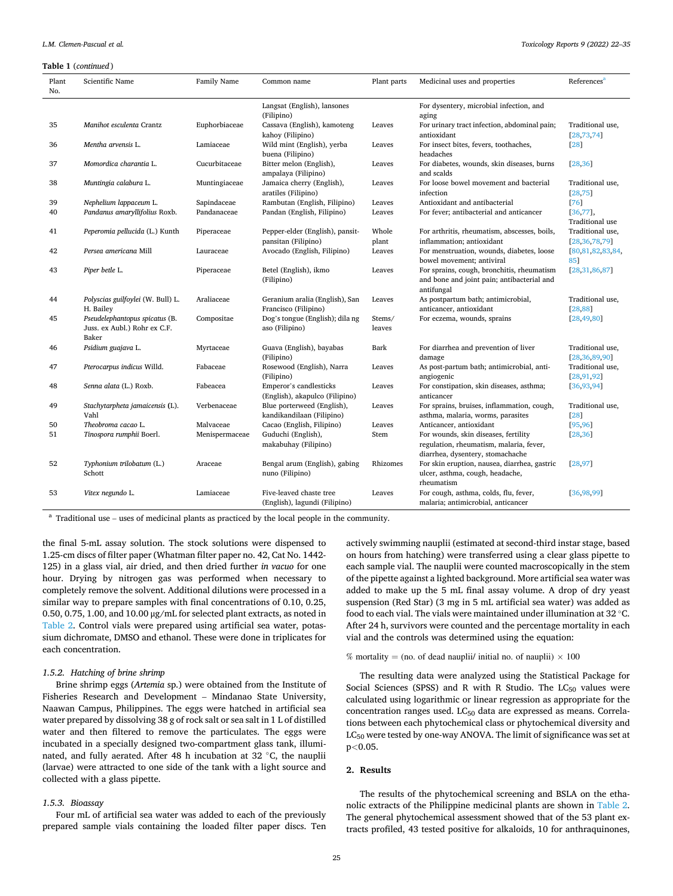**Table 1** (*continued*)

| Plant No. | Scientific Name | Family Name | Common name | Plant parts | Medicinal uses and properties | References[a] |
|---|---|---|---|---|---|---|
| | | | Langsat (English), lansones (Filipino) | | For dysentery, microbial infection, and aging | |
| 35 | *Manihot esculenta* Crantz | Euphorbiaceae | Cassava (English), kamoteng kahoy (Filipino) | Leaves | For urinary tract infection, abdominal pain; antioxidant | Traditional use, [28,73,74] |
| 36 | *Mentha arvensis* L. | Lamiaceae | Wild mint (English), yerba buena (Filipino) | Leaves | For insect bites, fevers, toothaches, headaches | [28] |
| 37 | *Momordica charantia* L. | Cucurbitaceae | Bitter melon (English), ampalaya (Filipino) | Leaves | For diabetes, wounds, skin diseases, burns and scalds | [28,36] |
| 38 | *Muntingia calabura* L. | Muntingiaceae | Jamaica cherry (English), aratiles (Filipino) | Leaves | For loose bowel movement and bacterial infection | Traditional use, [28,75] |
| 39 | *Nephelium lappaceum* L. | Sapindaceae | Rambutan (English, Filipino) | Leaves | Antioxidant and antibacterial | [76] |
| 40 | *Pandanus amaryllifolius* Roxb. | Pandanaceae | Pandan (English, Filipino) | Leaves | For fever; antibacterial and anticancer | [36,77], Traditional use |
| 41 | *Peperomia pellucida* (L.) Kunth | Piperaceae | Pepper-elder (English), pansit-pansitan (Filipino) | Whole plant | For arthritis, rheumatism, abscesses, boils, inflammation; antioxidant | Traditional use, [28,36,78,79] |
| 42 | *Persea americana* Mill | Lauraceae | Avocado (English, Filipino) | Leaves | For menstruation, wounds, diabetes, loose bowel movement; antiviral | [80,81,82,83,84,85] |
| 43 | *Piper betle* L. | Piperaceae | Betel (English), ikmo (Filipino) | Leaves | For sprains, cough, bronchitis, rheumatism and bone and joint pain; antibacterial and antifungal | [28,31,86,87] |
| 44 | *Polyscias guilfoylei* (W. Bull) L. H. Bailey | Araliaceae | Geranium aralia (English), San Francisco (Filipino) | Leaves | As postpartum bath; antimicrobial, anticancer, antioxidant | Traditional use, [28,88] |
| 45 | *Pseudelephantopus spicatus* (B. Juss. ex Aubl.) Rohr ex C.F. Baker | Compositae | Dog's tongue (English); dila ng aso (Filipino) | Stems/ leaves | For eczema, wounds, sprains | [28,49,80] |
| 46 | *Psidium guajava* L. | Myrtaceae | Guava (English), bayabas (Filipino) | Bark | For diarrhea and prevention of liver damage | Traditional use, [28,36,89,90] |
| 47 | *Pterocarpus indicus* Willd. | Fabaceae | Rosewood (English), Narra (Filipino) | Leaves | As post-partum bath; antimicrobial, anti-angiogenic | Traditional use, [28,91,92] |
| 48 | *Senna alata* (L.) Roxb. | Fabeacea | Emperor's candlesticks (English), akapulco (Filipino) | Leaves | For constipation, skin diseases, asthma; anticancer | [36,93,94] |
| 49 | *Stachytarpheta jamaicensis* (L). Vahl | Verbenaceae | Blue porterweed (English), kandikandilaan (Filipino) | Leaves | For sprains, bruises, inflammation, cough, asthma, malaria, worms, parasites | Traditional use, [28] |
| 50 | *Theobroma cacao* L. | Malvaceae | Cacao (English, Filipino) | Leaves | Anticancer, antioxidant | [95,96] |
| 51 | *Tinospora rumphii* Boerl. | Menispermaceae | Guduchi (English), makabuhay (Filipino) | Stem | For wounds, skin diseases, fertility regulation, rheumatism, malaria, fever, diarrhea, dysentery, stomachache | [28,36] |
| 52 | *Typhonium trilobatum* (L.) Schott | Araceae | Bengal arum (English), gabing nuno (Filipino) | Rhizomes | For skin eruption, nausea, diarrhea, gastric ulcer, asthma, cough, headache, rheumatism | [28,97] |
| 53 | *Vitex negundo* L. | Lamiaceae | Five-leaved chaste tree (English), lagundi (Filipino) | Leaves | For cough, asthma, colds, flu, fever, malaria; antimicrobial, anticancer | [36,98,99] |

[a] Traditional use – uses of medicinal plants as practiced by the local people in the community.

the final 5-mL assay solution. The stock solutions were dispensed to 1.25-cm discs of filter paper (Whatman filter paper no. 42, Cat No. 1442-125) in a glass vial, air dried, and then dried further *in vacuo* for one hour. Drying by nitrogen gas was performed when necessary to completely remove the solvent. Additional dilutions were processed in a similar way to prepare samples with final concentrations of 0.10, 0.25, 0.50, 0.75, 1.00, and 10.00 μg/mL for selected plant extracts, as noted in Table 2. Control vials were prepared using artificial sea water, potassium dichromate, DMSO and ethanol. These were done in triplicates for each concentration.

### 1.5.2. Hatching of brine shrimp

Brine shrimp eggs (*Artemia* sp.) were obtained from the Institute of Fisheries Research and Development – Mindanao State University, Naawan Campus, Philippines. The eggs were hatched in artificial sea water prepared by dissolving 38 g of rock salt or sea salt in 1 L of distilled water and then filtered to remove the particulates. The eggs were incubated in a specially designed two-compartment glass tank, illuminated, and fully aerated. After 48 h incubation at 32 °C, the nauplii (larvae) were attracted to one side of the tank with a light source and collected with a glass pipette.

### 1.5.3. Bioassay

Four mL of artificial sea water was added to each of the previously prepared sample vials containing the loaded filter paper discs. Ten actively swimming nauplii (estimated at second-third instar stage, based on hours from hatching) were transferred using a clear glass pipette to each sample vial. The nauplii were counted macroscopically in the stem of the pipette against a lighted background. More artificial sea water was added to make up the 5 mL final assay volume. A drop of dry yeast suspension (Red Star) (3 mg in 5 mL artificial sea water) was added as food to each vial. The vials were maintained under illumination at 32 °C. After 24 h, survivors were counted and the percentage mortality in each vial and the controls was determined using the equation:

$$\% \text{ mortality} = (\text{no. of dead nauplii}/\text{ initial no. of nauplii}) \times 100$$

The resulting data were analyzed using the Statistical Package for Social Sciences (SPSS) and R with R Studio. The $LC_{50}$ values were calculated using logarithmic or linear regression as appropriate for the concentration ranges used. $LC_{50}$ data are expressed as means. Correlations between each phytochemical class or phytochemical diversity and $LC_{50}$ were tested by one-way ANOVA. The limit of significance was set at $p<0.05$.

## 2. Results

The results of the phytochemical screening and BSLA on the ethanolic extracts of the Philippine medicinal plants are shown in Table 2. The general phytochemical assessment showed that of the 53 plant extracts profiled, 43 tested positive for alkaloids, 10 for anthraquinones,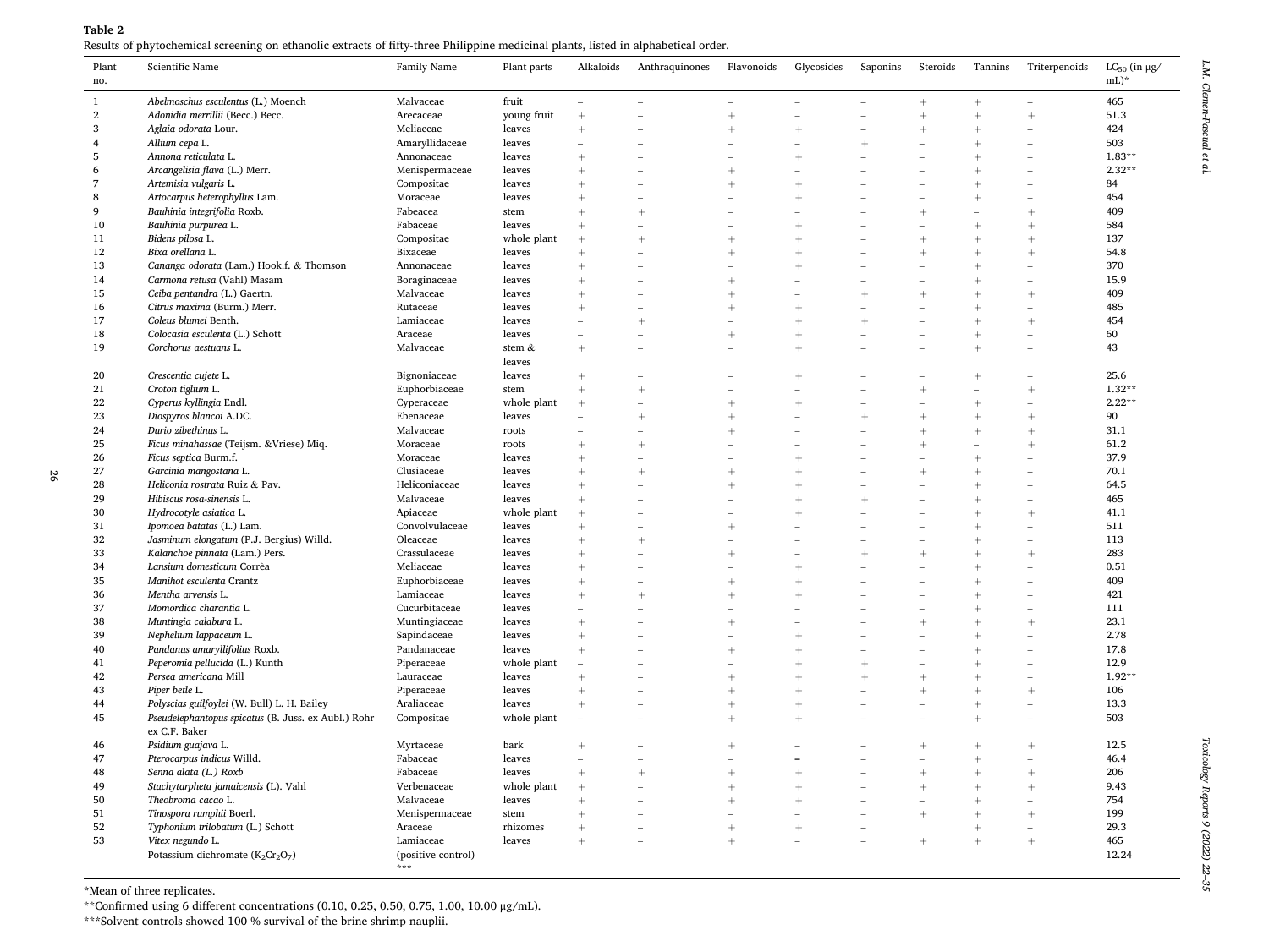**Table 2**

Results of phytochemical screening on ethanolic extracts of fifty-three Philippine medicinal plants, listed in alphabetical order.

| Plant no. | Scientific Name | Family Name | Plant parts | Alkaloids | Anthraquinones | Flavonoids | Glycosides | Saponins | Steroids | Tannins | Triterpenoids | $LC_{50}$ (in µg/mL)* |
|---|---|---|---|---|---|---|---|---|---|---|---|---|
| 1 | *Abelmoschus esculentus* (L.) Moench | Malvaceae | fruit | – | – | – | – | – | + | + | – | 465 |
| 2 | *Adonidia merrillii* (Becc.) Becc. | Arecaceae | young fruit | + | – | + | – | – | + | + | + | 51.3 |
| 3 | *Aglaia odorata* Lour. | Meliaceae | leaves | + | – | + | + | – | + | + | – | 424 |
| 4 | *Allium cepa* L. | Amaryllidaceae | leaves | – | – | – | – | + | – | + | – | 503 |
| 5 | *Annona reticulata* L. | Annonaceae | leaves | + | – | – | + | – | – | + | – | 1.83** |
| 6 | *Arcangelisia flava* (L.) Merr. | Menispermaceae | leaves | + | – | + | – | – | – | + | – | 2.32** |
| 7 | *Artemisia vulgaris* L. | Compositae | leaves | + | – | + | + | – | – | + | – | 84 |
| 8 | *Artocarpus heterophyllus* Lam. | Moraceae | leaves | + | – | – | + | – | – | + | – | 454 |
| 9 | *Bauhinia integrifolia* Roxb. | Fabeacea | stem | + | + | – | – | – | + | – | + | 409 |
| 10 | *Bauhinia purpurea* L. | Fabaceae | leaves | + | – | – | + | – | – | + | + | 584 |
| 11 | *Bidens pilosa* L. | Compositae | whole plant | + | + | + | + | – | + | + | + | 137 |
| 12 | *Bixa orellana* L. | Bixaceae | leaves | + | – | + | + | – | + | + | + | 54.8 |
| 13 | *Cananga odorata* (Lam.) Hook.f. & Thomson | Annonaceae | leaves | + | – | – | + | – | – | + | – | 370 |
| 14 | *Carmona retusa* (Vahl) Masam | Boraginaceae | leaves | + | – | + | – | – | – | + | – | 15.9 |
| 15 | *Ceiba pentandra* (L.) Gaertn. | Malvaceae | leaves | + | – | + | – | + | + | + | + | 409 |
| 16 | *Citrus maxima* (Burm.) Merr. | Rutaceae | leaves | + | – | + | + | – | – | + | – | 485 |
| 17 | *Coleus blumei* Benth. | Lamiaceae | leaves | – | + | – | + | + | – | + | + | 454 |
| 18 | *Colocasia esculenta* (L.) Schott | Araceae | leaves | – | – | + | + | – | – | + | – | 60 |
| 19 | *Corchorus aestuans* L. | Malvaceae | stem & leaves | + | – | – | + | – | – | + | – | 43 |
| 20 | *Crescentia cujete* L. | Bignoniaceae | leaves | + | – | – | + | – | – | + | – | 25.6 |
| 21 | *Croton tiglium* L. | Euphorbiaceae | stem | + | + | – | – | – | + | – | + | 1.32** |
| 22 | *Cyperus kyllingia* Endl. | Cyperaceae | whole plant | + | – | + | + | – | – | + | – | 2.22** |
| 23 | *Diospyros blancoi* A.DC. | Ebenaceae | leaves | – | + | + | – | + | + | + | + | 90 |
| 24 | *Durio zibethinus* L. | Malvaceae | roots | – | – | + | – | – | + | + | + | 31.1 |
| 25 | *Ficus minahassae* (Teijsm. &Vriese) Miq. | Moraceae | roots | + | + | – | – | – | + | – | + | 61.2 |
| 26 | *Ficus septica* Burm.f. | Moraceae | leaves | + | – | – | + | – | – | + | – | 37.9 |
| 27 | *Garcinia mangostana* L. | Clusiaceae | leaves | + | + | + | + | – | + | + | – | 70.1 |
| 28 | *Heliconia rostrata* Ruiz & Pav. | Heliconiaceae | leaves | + | – | + | + | – | – | + | – | 64.5 |
| 29 | *Hibiscus rosa-sinensis* L. | Malvaceae | leaves | + | – | – | + | + | – | + | – | 465 |
| 30 | *Hydrocotyle asiatica* L. | Apiaceae | whole plant | + | – | – | + | – | – | + | + | 41.1 |
| 31 | *Ipomoea batatas* (L.) Lam. | Convolvulaceae | leaves | + | – | + | – | – | – | + | – | 511 |
| 32 | *Jasminum elongatum* (P.J. Bergius) Willd. | Oleaceae | leaves | + | + | – | – | – | – | + | – | 113 |
| 33 | *Kalanchoe pinnata* (Lam.) Pers. | Crassulaceae | leaves | + | – | + | – | + | + | + | + | 283 |
| 34 | *Lansium domesticum* Corrêa | Meliaceae | leaves | + | – | – | + | – | – | + | – | 0.51 |
| 35 | *Manihot esculenta* Crantz | Euphorbiaceae | leaves | + | – | + | + | – | – | + | – | 409 |
| 36 | *Mentha arvensis* L. | Lamiaceae | leaves | + | + | + | + | – | – | + | – | 421 |
| 37 | *Momordica charantia* L. | Cucurbitaceae | leaves | – | – | – | – | – | – | + | – | 111 |
| 38 | *Muntingia calabura* L. | Muntingiaceae | leaves | + | – | + | – | – | + | + | + | 23.1 |
| 39 | *Nephelium lappaceum* L. | Sapindaceae | leaves | + | – | – | + | – | – | + | – | 2.78 |
| 40 | *Pandanus amaryllifolius* Roxb. | Pandanaceae | leaves | + | – | + | + | – | – | + | – | 17.8 |
| 41 | *Peperomia pellucida* (L.) Kunth | Piperaceae | whole plant | – | – | – | + | + | – | + | – | 12.9 |
| 42 | *Persea americana* Mill | Lauraceae | leaves | + | – | + | + | + | + | + | – | 1.92** |
| 43 | *Piper betle* L. | Piperaceae | leaves | + | – | + | + | – | + | + | + | 106 |
| 44 | *Polyscias guilfoylei* (W. Bull) L. H. Bailey | Araliaceae | leaves | + | – | + | + | – | – | + | – | 13.3 |
| 45 | *Pseudelephantopus spicatus* (B. Juss. ex Aubl.) Rohr ex C.F. Baker | Compositae | whole plant | – | – | + | + | – | – | + | – | 503 |
| 46 | *Psidium guajava* L. | Myrtaceae | bark | + | – | + | – | – | + | + | + | 12.5 |
| 47 | *Pterocarpus indicus* Willd. | Fabaceae | leaves | – | – | – | – | – | – | + | – | 46.4 |
| 48 | *Senna alata (L.) Roxb* | Fabaceae | leaves | + | + | + | + | – | + | + | + | 206 |
| 49 | *Stachytarpheta jamaicensis* (L). Vahl | Verbenaceae | whole plant | + | – | + | + | – | + | + | + | 9.43 |
| 50 | *Theobroma cacao* L. | Malvaceae | leaves | + | – | + | + | – | – | + | – | 754 |
| 51 | *Tinospora rumphii* Boerl. | Menispermaceae | stem | + | – | – | – | – | + | + | + | 199 |
| 52 | *Typhonium trilobatum* (L.) Schott | Araceae | rhizomes | + | – | + | + | – | | + | – | 29.3 |
| 53 | *Vitex negundo* L. | Lamiaceae | leaves | + | – | + | – | – | + | + | + | 465 |
| | Potassium dichromate ($K_2Cr_2O_7$) | (positive control) *** | | | | | | | | | | 12.24 |

*Mean of three replicates.

**Confirmed using 6 different concentrations (0.10, 0.25, 0.50, 0.75, 1.00, 10.00 µg/mL).

***Solvent controls showed 100 % survival of the brine shrimp nauplii.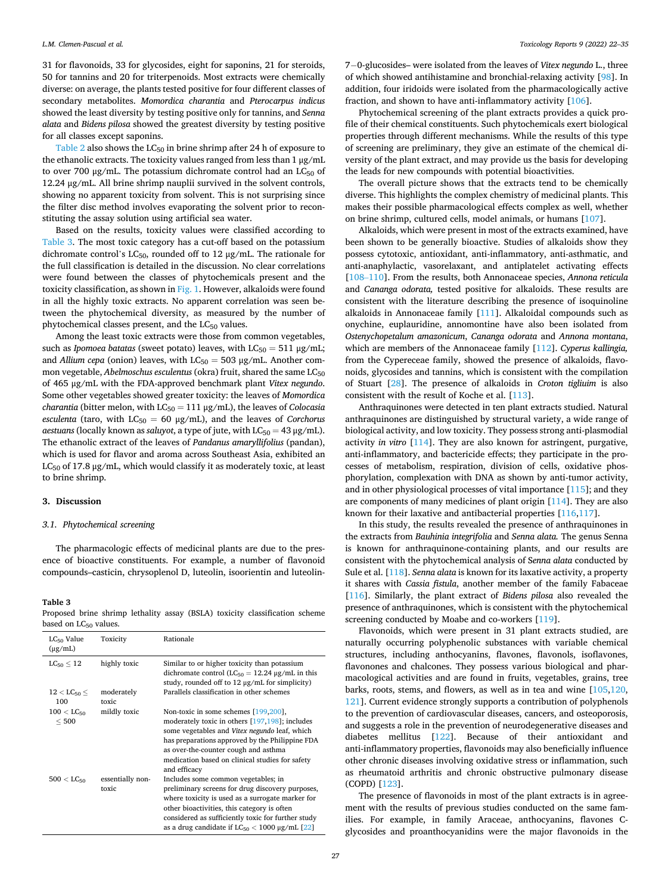31 for flavonoids, 33 for glycosides, eight for saponins, 21 for steroids, 50 for tannins and 20 for triterpenoids. Most extracts were chemically diverse: on average, the plants tested positive for four different classes of secondary metabolites. *Momordica charantia* and *Pterocarpus indicus* showed the least diversity by testing positive only for tannins, and *Senna alata* and *Bidens pilosa* showed the greatest diversity by testing positive for all classes except saponins.

Table 2 also shows the $LC_{50}$ in brine shrimp after 24 h of exposure to the ethanolic extracts. The toxicity values ranged from less than 1 μg/mL to over 700 μg/mL. The potassium dichromate control had an $LC_{50}$ of 12.24 μg/mL. All brine shrimp nauplii survived in the solvent controls, showing no apparent toxicity from solvent. This is not surprising since the filter disc method involves evaporating the solvent prior to reconstituting the assay solution using artificial sea water.

Based on the results, toxicity values were classified according to Table 3. The most toxic category has a cut-off based on the potassium dichromate control's $LC_{50}$, rounded off to 12 μg/mL. The rationale for the full classification is detailed in the discussion. No clear correlations were found between the classes of phytochemicals present and the toxicity classification, as shown in Fig. 1. However, alkaloids were found in all the highly toxic extracts. No apparent correlation was seen between the phytochemical diversity, as measured by the number of phytochemical classes present, and the $LC_{50}$ values.

Among the least toxic extracts were those from common vegetables, such as *Ipomoea batatas* (sweet potato) leaves, with $LC_{50}$ = 511 μg/mL; and *Allium cepa* (onion) leaves, with $LC_{50}$ = 503 μg/mL. Another common vegetable, *Abelmoschus esculentus* (okra) fruit, shared the same $LC_{50}$ of 465 μg/mL with the FDA-approved benchmark plant *Vitex negundo*. Some other vegetables showed greater toxicity: the leaves of *Momordica charantia* (bitter melon, with $LC_{50}$ = 111 μg/mL), the leaves of *Colocasia esculenta* (taro, with $LC_{50}$ = 60 μg/mL), and the leaves of *Corchorus aestuans* (locally known as *saluyot*, a type of jute, with $LC_{50}$ = 43 μg/mL). The ethanolic extract of the leaves of *Pandanus amaryllifolius* (pandan), which is used for flavor and aroma across Southeast Asia, exhibited an $LC_{50}$ of 17.8 μg/mL, which would classify it as moderately toxic, at least to brine shrimp.

## 3. Discussion

### 3.1. Phytochemical screening

The pharmacologic effects of medicinal plants are due to the presence of bioactive constituents. For example, a number of flavonoid compounds–casticin, chrysoplenol D, luteolin, isoorientin and luteolin-7−0-glucosides– were isolated from the leaves of *Vitex negundo* L., three of which showed antihistamine and bronchial-relaxing activity [98]. In addition, four iridoids were isolated from the pharmacologically active fraction, and shown to have anti-inflammatory activity [106].

**Table 3**
Proposed brine shrimp lethality assay (BSLA) toxicity classification scheme based on $LC_{50}$ values.

| $LC_{50}$ Value (μg/mL) | Toxicity | Rationale |
|---|---|---|
| $LC_{50} \leq 12$ | highly toxic | Similar to or higher toxicity than potassium dichromate control ($LC_{50}$ = 12.24 μg/mL in this study, rounded off to 12 μg/mL for simplicity) |
| $12 < LC_{50} \leq 100$ | moderately toxic | Parallels classification in other schemes |
| $100 < LC_{50} \leq 500$ | mildly toxic | Non-toxic in some schemes [199,200], moderately toxic in others [197,198]; includes some vegetables and *Vitex negundo* leaf, which has preparations approved by the Philippine FDA as over-the-counter cough and asthma medication based on clinical studies for safety and efficacy |
| $500 < LC_{50}$ | essentially non-toxic | Includes some common vegetables; in preliminary screens for drug discovery purposes, where toxicity is used as a surrogate marker for other bioactivities, this category is often considered as sufficiently toxic for further study as a drug candidate if $LC_{50}$ < 1000 μg/mL [22] |

Phytochemical screening of the plant extracts provides a quick profile of their chemical constituents. Such phytochemicals exert biological properties through different mechanisms. While the results of this type of screening are preliminary, they give an estimate of the chemical diversity of the plant extract, and may provide us the basis for developing the leads for new compounds with potential bioactivities.

The overall picture shows that the extracts tend to be chemically diverse. This highlights the complex chemistry of medicinal plants. This makes their possible pharmacological effects complex as well, whether on brine shrimp, cultured cells, model animals, or humans [107].

Alkaloids, which were present in most of the extracts examined, have been shown to be generally bioactive. Studies of alkaloids show they possess cytotoxic, antioxidant, anti-inflammatory, anti-asthmatic, and anti-anaphylactic, vasorelaxant, and antiplatelet activating effects [108–110]. From the results, both Annonaceae species, *Annona reticula* and *Cananga odorata,* tested positive for alkaloids. These results are consistent with the literature describing the presence of isoquinoline alkaloids in Annonaceae family [111]. Alkaloidal compounds such as onychine, euplauridine, annomontine have also been isolated from *Ostenychopetalum amazonicum*, *Cananga odorata* and *Annona montana*, which are members of the Annonaceae family [112]. *Cyperus kallingia,* from the Cypereceae family, showed the presence of alkaloids, flavonoids, glycosides and tannins, which is consistent with the compilation of Stuart [28]. The presence of alkaloids in *Croton tigliuim* is also consistent with the result of Koche et al. [113].

Anthraquinones were detected in ten plant extracts studied. Natural anthraquinones are distinguished by structural variety, a wide range of biological activity, and low toxicity. They possess strong anti-plasmodial activity *in vitro* [114]. They are also known for astringent, purgative, anti-inflammatory, and bactericide effects; they participate in the processes of metabolism, respiration, division of cells, oxidative phosphorylation, complexation with DNA as shown by anti-tumor activity, and in other physiological processes of vital importance [115]; and they are components of many medicines of plant origin [114]. They are also known for their laxative and antibacterial properties [116,117].

In this study, the results revealed the presence of anthraquinones in the extracts from *Bauhinia integrifolia* and *Senna alata.* The genus Senna is known for anthraquinone-containing plants, and our results are consistent with the phytochemical analysis of *Senna alata* conducted by Sule et al. [118]. *Senna alata* is known for its laxative activity, a property it shares with *Cassia fistula*, another member of the family Fabaceae [116]. Similarly, the plant extract of *Bidens pilosa* also revealed the presence of anthraquinones, which is consistent with the phytochemical screening conducted by Moabe and co-workers [119].

Flavonoids, which were present in 31 plant extracts studied, are naturally occurring polyphenolic substances with variable chemical structures, including anthocyanins, flavones, flavonols, isoflavones, flavonones and chalcones. They possess various biological and pharmacological activities and are found in fruits, vegetables, grains, tree barks, roots, stems, and flowers, as well as in tea and wine [105,120,121]. Current evidence strongly supports a contribution of polyphenols to the prevention of cardiovascular diseases, cancers, and osteoporosis, and suggests a role in the prevention of neurodegenerative diseases and diabetes mellitus [122]. Because of their antioxidant and anti-inflammatory properties, flavonoids may also beneficially influence other chronic diseases involving oxidative stress or inflammation, such as rheumatoid arthritis and chronic obstructive pulmonary disease (COPD) [123].

The presence of flavonoids in most of the plant extracts is in agreement with the results of previous studies conducted on the same families. For example, in family Araceae, anthocyanins, flavones C-glycosides and proanthocyanidins were the major flavonoids in the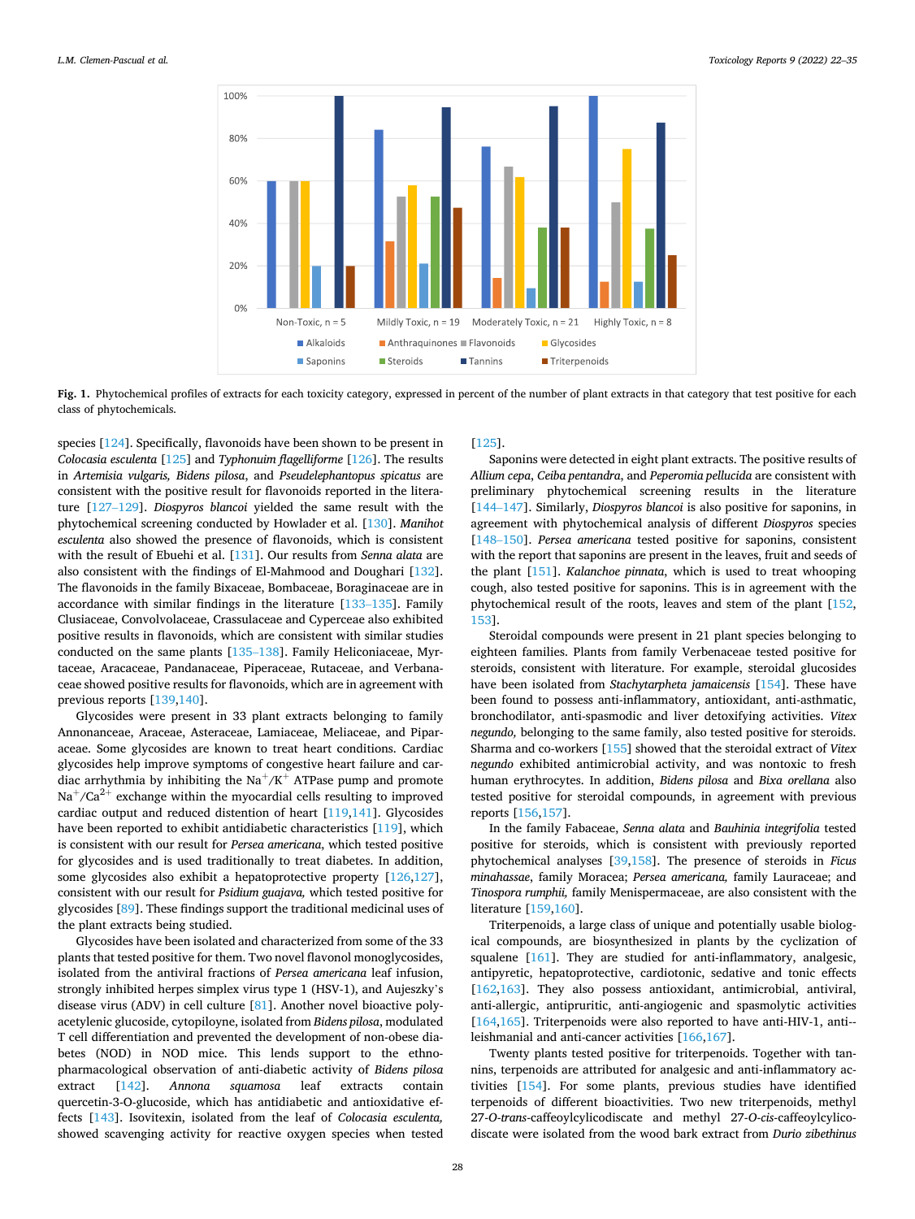**Fig. 1.** Phytochemical profiles of extracts for each toxicity category, expressed in percent of the number of plant extracts in that category that test positive for each class of phytochemicals.

species [124]. Specifically, flavonoids have been shown to be present in *Colocasia esculenta* [125] and *Typhonuim flagelliforme* [126]. The results in *Artemisia vulgaris, Bidens pilosa*, and *Pseudelephantopus spicatus* are consistent with the positive result for flavonoids reported in the literature [127–129]. *Diospyros blancoi* yielded the same result with the phytochemical screening conducted by Howlader et al. [130]. *Manihot esculenta* also showed the presence of flavonoids, which is consistent with the result of Ebuehi et al. [131]. Our results from *Senna alata* are also consistent with the findings of El-Mahmood and Doughari [132]. The flavonoids in the family Bixaceae, Bombaceae, Boraginaceae are in accordance with similar findings in the literature [133–135]. Family Clusiaceae, Convolvolaceae, Crassulaceae and Cyperceae also exhibited positive results in flavonoids, which are consistent with similar studies conducted on the same plants [135–138]. Family Heliconiaceae, Myrtaceae, Aracaceae, Pandanaceae, Piperaceae, Rutaceae, and Verbanaceae showed positive results for flavonoids, which are in agreement with previous reports [139,140].

Glycosides were present in 33 plant extracts belonging to family Annonanceae, Araceae, Asteraceae, Lamiaceae, Meliaceae, and Piparaceae. Some glycosides are known to treat heart conditions. Cardiac glycosides help improve symptoms of congestive heart failure and cardiac arrhythmia by inhibiting the $Na^+/K^+$ ATPase pump and promote $Na^+/Ca^{2+}$ exchange within the myocardial cells resulting to improved cardiac output and reduced distention of heart [119,141]. Glycosides have been reported to exhibit antidiabetic characteristics [119], which is consistent with our result for *Persea americana*, which tested positive for glycosides and is used traditionally to treat diabetes. In addition, some glycosides also exhibit a hepatoprotective property [126,127], consistent with our result for *Psidium guajava,* which tested positive for glycosides [89]. These findings support the traditional medicinal uses of the plant extracts being studied.

Glycosides have been isolated and characterized from some of the 33 plants that tested positive for them. Two novel flavonol monoglycosides, isolated from the antiviral fractions of *Persea americana* leaf infusion, strongly inhibited herpes simplex virus type 1 (HSV-1), and Aujeszky's disease virus (ADV) in cell culture [81]. Another novel bioactive polyacetylenic glucoside, cytopiloyne, isolated from *Bidens pilosa*, modulated T cell differentiation and prevented the development of non-obese diabetes (NOD) in NOD mice. This lends support to the ethnopharmacological observation of anti-diabetic activity of *Bidens pilosa* extract [142]. *Annona squamosa* leaf extracts contain quercetin-3-O-glucoside, which has antidiabetic and antioxidative effects [143]. Isovitexin, isolated from the leaf of *Colocasia esculenta,* showed scavenging activity for reactive oxygen species when tested [125].

Saponins were detected in eight plant extracts. The positive results of *Allium cepa*, *Ceiba pentandra*, and *Peperomia pellucida* are consistent with preliminary phytochemical screening results in the literature [144–147]. Similarly, *Diospyros blancoi* is also positive for saponins, in agreement with phytochemical analysis of different *Diospyros* species [148–150]. *Persea americana* tested positive for saponins, consistent with the report that saponins are present in the leaves, fruit and seeds of the plant [151]. *Kalanchoe pinnata*, which is used to treat whooping cough, also tested positive for saponins. This is in agreement with the phytochemical result of the roots, leaves and stem of the plant [152, 153].

Steroidal compounds were present in 21 plant species belonging to eighteen families. Plants from family Verbenaceae tested positive for steroids, consistent with literature. For example, steroidal glucosides have been isolated from *Stachytarpheta jamaicensis* [154]. These have been found to possess anti-inflammatory, antioxidant, anti-asthmatic, bronchodilator, anti-spasmodic and liver detoxifying activities. *Vitex negundo,* belonging to the same family, also tested positive for steroids. Sharma and co-workers [155] showed that the steroidal extract of *Vitex negundo* exhibited antimicrobial activity, and was nontoxic to fresh human erythrocytes. In addition, *Bidens pilosa* and *Bixa orellana* also tested positive for steroidal compounds, in agreement with previous reports [156,157].

In the family Fabaceae, *Senna alata* and *Bauhinia integrifolia* tested positive for steroids, which is consistent with previously reported phytochemical analyses [39,158]. The presence of steroids in *Ficus minahassae*, family Moracea; *Persea americana,* family Lauraceae; and *Tinospora rumphii,* family Menispermaceae, are also consistent with the literature [159,160].

Triterpenoids, a large class of unique and potentially usable biological compounds, are biosynthesized in plants by the cyclization of squalene [161]. They are studied for anti-inflammatory, analgesic, antipyretic, hepatoprotective, cardiotonic, sedative and tonic effects [162,163]. They also possess antioxidant, antimicrobial, antiviral, anti-allergic, antipruritic, anti-angiogenic and spasmolytic activities [164,165]. Triterpenoids were also reported to have anti-HIV-1, anti-leishmanial and anti-cancer activities [166,167].

Twenty plants tested positive for triterpenoids. Together with tannins, terpenoids are attributed for analgesic and anti-inflammatory activities [154]. For some plants, previous studies have identified terpenoids of different bioactivities. Two new triterpenoids, methyl 27-*O-trans*-caffeoylcylicodiscate and methyl 27-*O-cis*-caffeoylcylicodiscate were isolated from the wood bark extract from *Durio zibethinus*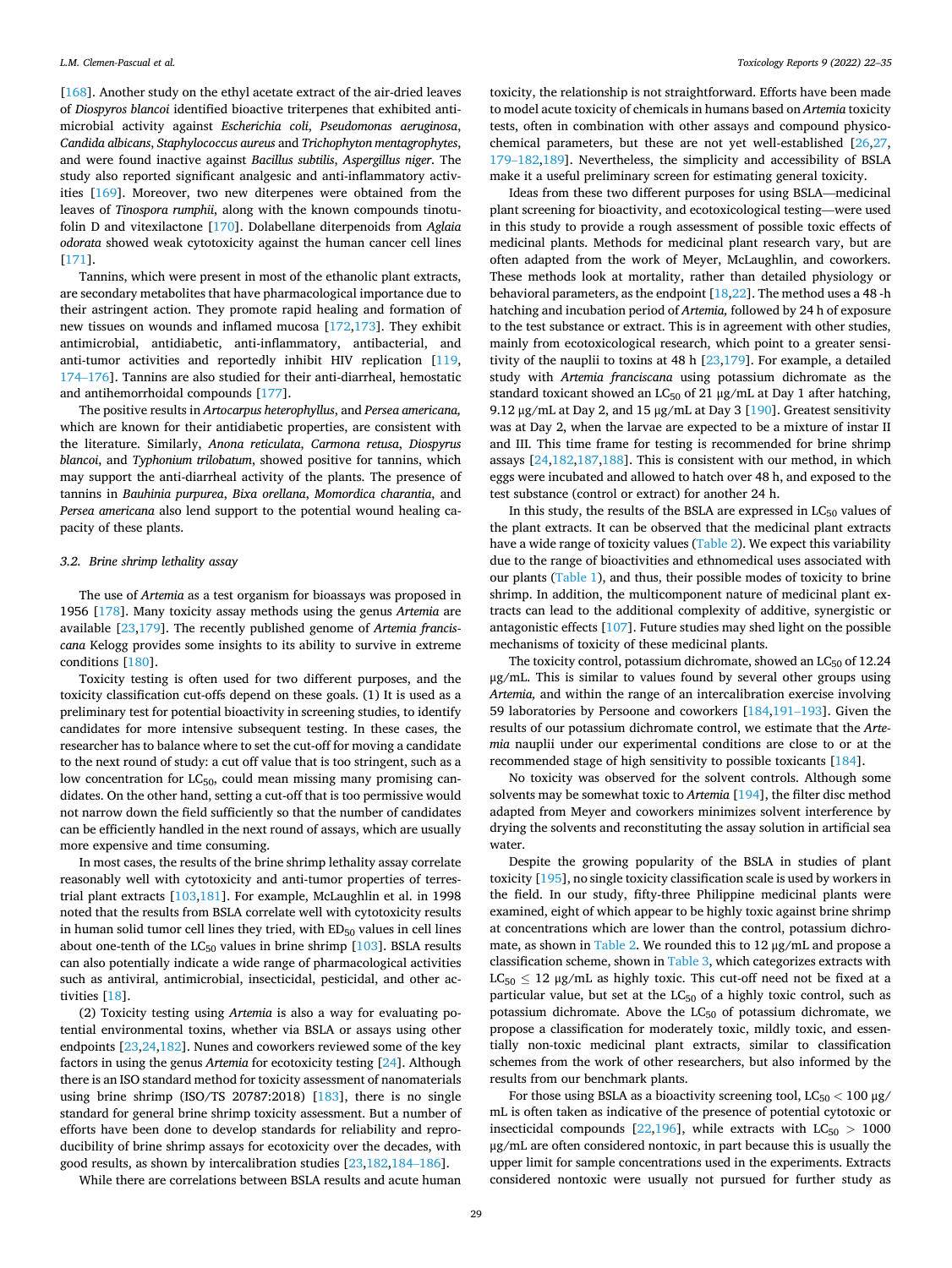[168]. Another study on the ethyl acetate extract of the air-dried leaves of *Diospyros blancoi* identified bioactive triterpenes that exhibited antimicrobial activity against *Escherichia coli*, *Pseudomonas aeruginosa*, *Candida albicans*, *Staphylococcus aureus* and *Trichophyton mentagrophytes*, and were found inactive against *Bacillus subtilis*, *Aspergillus niger*. The study also reported significant analgesic and anti-inflammatory activities [169]. Moreover, two new diterpenes were obtained from the leaves of *Tinospora rumphii*, along with the known compounds tinotufolin D and vitexilactone [170]. Dolabellane diterpenoids from *Aglaia odorata* showed weak cytotoxicity against the human cancer cell lines [171].

Tannins, which were present in most of the ethanolic plant extracts, are secondary metabolites that have pharmacological importance due to their astringent action. They promote rapid healing and formation of new tissues on wounds and inflamed mucosa [172,173]. They exhibit antimicrobial, antidiabetic, anti-inflammatory, antibacterial, and anti-tumor activities and reportedly inhibit HIV replication [119,174–176]. Tannins are also studied for their anti-diarrheal, hemostatic and antihemorrhoidal compounds [177].

The positive results in *Artocarpus heterophyllus*, and *Persea americana,* which are known for their antidiabetic properties, are consistent with the literature. Similarly, *Anona reticulata*, *Carmona retusa*, *Diospyrus blancoi*, and *Typhonium trilobatum*, showed positive for tannins, which may support the anti-diarrheal activity of the plants. The presence of tannins in *Bauhinia purpurea*, *Bixa orellana*, *Momordica charantia*, and *Persea americana* also lend support to the potential wound healing capacity of these plants.

### 3.2. Brine shrimp lethality assay

The use of *Artemia* as a test organism for bioassays was proposed in 1956 [178]. Many toxicity assay methods using the genus *Artemia* are available [23,179]. The recently published genome of *Artemia franciscana* Kelogg provides some insights to its ability to survive in extreme conditions [180].

Toxicity testing is often used for two different purposes, and the toxicity classification cut-offs depend on these goals. (1) It is used as a preliminary test for potential bioactivity in screening studies, to identify candidates for more intensive subsequent testing. In these cases, the researcher has to balance where to set the cut-off for moving a candidate to the next round of study: a cut off value that is too stringent, such as a low concentration for $LC_{50}$, could mean missing many promising candidates. On the other hand, setting a cut-off that is too permissive would not narrow down the field sufficiently so that the number of candidates can be efficiently handled in the next round of assays, which are usually more expensive and time consuming.

In most cases, the results of the brine shrimp lethality assay correlate reasonably well with cytotoxicity and anti-tumor properties of terrestrial plant extracts [103,181]. For example, McLaughlin et al. in 1998 noted that the results from BSLA correlate well with cytotoxicity results in human solid tumor cell lines they tried, with $ED_{50}$ values in cell lines about one-tenth of the $LC_{50}$ values in brine shrimp [103]. BSLA results can also potentially indicate a wide range of pharmacological activities such as antiviral, antimicrobial, insecticidal, pesticidal, and other activities [18].

(2) Toxicity testing using *Artemia* is also a way for evaluating potential environmental toxins, whether via BSLA or assays using other endpoints [23,24,182]. Nunes and coworkers reviewed some of the key factors in using the genus *Artemia* for ecotoxicity testing [24]. Although there is an ISO standard method for toxicity assessment of nanomaterials using brine shrimp (ISO/TS 20787:2018) [183], there is no single standard for general brine shrimp toxicity assessment. But a number of efforts have been done to develop standards for reliability and reproducibility of brine shrimp assays for ecotoxicity over the decades, with good results, as shown by intercalibration studies [23,182,184–186].

While there are correlations between BSLA results and acute human toxicity, the relationship is not straightforward. Efforts have been made to model acute toxicity of chemicals in humans based on *Artemia* toxicity tests, often in combination with other assays and compound physicochemical parameters, but these are not yet well-established [26,27,179–182,189]. Nevertheless, the simplicity and accessibility of BSLA make it a useful preliminary screen for estimating general toxicity.

Ideas from these two different purposes for using BSLA—medicinal plant screening for bioactivity, and ecotoxicological testing—were used in this study to provide a rough assessment of possible toxic effects of medicinal plants. Methods for medicinal plant research vary, but are often adapted from the work of Meyer, McLaughlin, and coworkers. These methods look at mortality, rather than detailed physiology or behavioral parameters, as the endpoint [18,22]. The method uses a 48 -h hatching and incubation period of *Artemia,* followed by 24 h of exposure to the test substance or extract. This is in agreement with other studies, mainly from ecotoxicological research, which point to a greater sensitivity of the nauplii to toxins at 48 h [23,179]. For example, a detailed study with *Artemia franciscana* using potassium dichromate as the standard toxicant showed an $LC_{50}$ of 21 μg/mL at Day 1 after hatching, 9.12 μg/mL at Day 2, and 15 μg/mL at Day 3 [190]. Greatest sensitivity was at Day 2, when the larvae are expected to be a mixture of instar II and III. This time frame for testing is recommended for brine shrimp assays [24,182,187,188]. This is consistent with our method, in which eggs were incubated and allowed to hatch over 48 h, and exposed to the test substance (control or extract) for another 24 h.

In this study, the results of the BSLA are expressed in $LC_{50}$ values of the plant extracts. It can be observed that the medicinal plant extracts have a wide range of toxicity values (Table 2). We expect this variability due to the range of bioactivities and ethnomedical uses associated with our plants (Table 1), and thus, their possible modes of toxicity to brine shrimp. In addition, the multicomponent nature of medicinal plant extracts can lead to the additional complexity of additive, synergistic or antagonistic effects [107]. Future studies may shed light on the possible mechanisms of toxicity of these medicinal plants.

The toxicity control, potassium dichromate, showed an $LC_{50}$ of 12.24 μg/mL. This is similar to values found by several other groups using *Artemia,* and within the range of an intercalibration exercise involving 59 laboratories by Persoone and coworkers [184,191–193]. Given the results of our potassium dichromate control, we estimate that the *Artemia* nauplii under our experimental conditions are close to or at the recommended stage of high sensitivity to possible toxicants [184].

No toxicity was observed for the solvent controls. Although some solvents may be somewhat toxic to *Artemia* [194], the filter disc method adapted from Meyer and coworkers minimizes solvent interference by drying the solvents and reconstituting the assay solution in artificial sea water.

Despite the growing popularity of the BSLA in studies of plant toxicity [195], no single toxicity classification scale is used by workers in the field. In our study, fifty-three Philippine medicinal plants were examined, eight of which appear to be highly toxic against brine shrimp at concentrations which are lower than the control, potassium dichromate, as shown in Table 2. We rounded this to 12 μg/mL and propose a classification scheme, shown in Table 3, which categorizes extracts with $LC_{50} \leq 12$ μg/mL as highly toxic. This cut-off need not be fixed at a particular value, but set at the $LC_{50}$ of a highly toxic control, such as potassium dichromate. Above the $LC_{50}$ of potassium dichromate, we propose a classification for moderately toxic, mildly toxic, and essentially non-toxic medicinal plant extracts, similar to classification schemes from the work of other researchers, but also informed by the results from our benchmark plants.

For those using BSLA as a bioactivity screening tool, $LC_{50} < 100$ μg/mL is often taken as indicative of the presence of potential cytotoxic or insecticidal compounds [22,196], while extracts with $LC_{50} > 1000$ μg/mL are often considered nontoxic, in part because this is usually the upper limit for sample concentrations used in the experiments. Extracts considered nontoxic were usually not pursued for further study as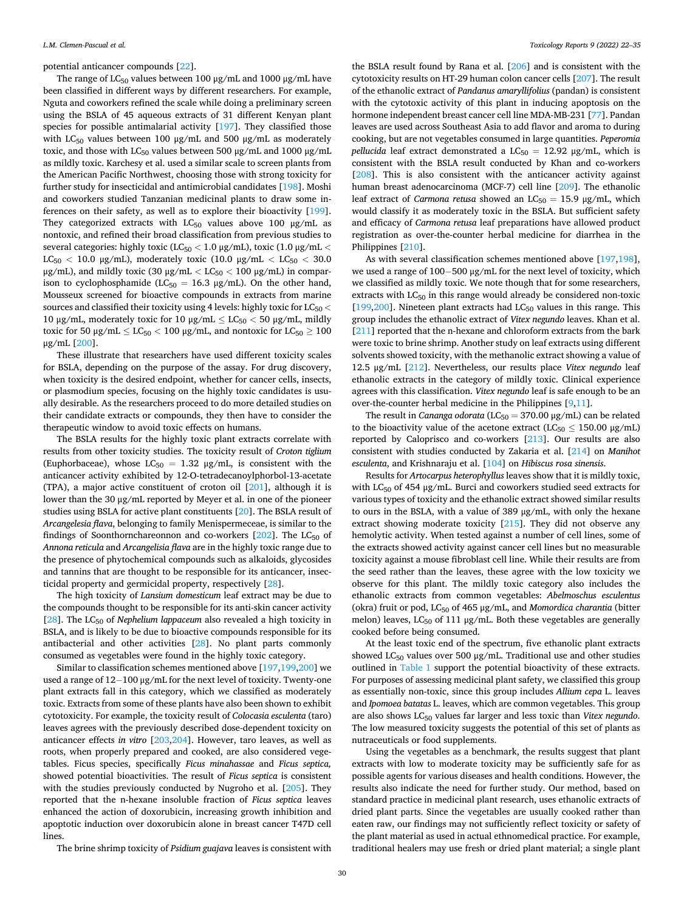potential anticancer compounds [22].

The range of $LC_{50}$ values between 100 μg/mL and 1000 μg/mL have been classified in different ways by different researchers. For example, Nguta and coworkers refined the scale while doing a preliminary screen using the BSLA of 45 aqueous extracts of 31 different Kenyan plant species for possible antimalarial activity [197]. They classified those with $LC_{50}$ values between 100 μg/mL and 500 μg/mL as moderately toxic, and those with $LC_{50}$ values between 500 μg/mL and 1000 μg/mL as mildly toxic. Karchesy et al. used a similar scale to screen plants from the American Pacific Northwest, choosing those with strong toxicity for further study for insecticidal and antimicrobial candidates [198]. Moshi and coworkers studied Tanzanian medicinal plants to draw some inferences on their safety, as well as to explore their bioactivity [199]. They categorized extracts with $LC_{50}$ values above 100 μg/mL as nontoxic, and refined their broad classification from previous studies to several categories: highly toxic ($LC_{50} < 1.0$ μg/mL), toxic (1.0 μg/mL < $LC_{50}$ < 10.0 μg/mL), moderately toxic (10.0 μg/mL < $LC_{50}$ < 30.0 μg/mL), and mildly toxic (30 μg/mL < $LC_{50}$ < 100 μg/mL) in comparison to cyclophosphamide ($LC_{50} = 16.3$ μg/mL). On the other hand, Mousseux screened for bioactive compounds in extracts from marine sources and classified their toxicity using 4 levels: highly toxic for $LC_{50}$ < 10 μg/mL, moderately toxic for 10 μg/mL ≤ $LC_{50}$ < 50 μg/mL, mildly toxic for 50 μg/mL ≤ $LC_{50}$ < 100 μg/mL, and nontoxic for $LC_{50}$ ≥ 100 μg/mL [200].

These illustrate that researchers have used different toxicity scales for BSLA, depending on the purpose of the assay. For drug discovery, when toxicity is the desired endpoint, whether for cancer cells, insects, or plasmodium species, focusing on the highly toxic candidates is usually desirable. As the researchers proceed to do more detailed studies on their candidate extracts or compounds, they then have to consider the therapeutic window to avoid toxic effects on humans.

The BSLA results for the highly toxic plant extracts correlate with results from other toxicity studies. The toxicity result of *Croton tiglium* (Euphorbaceae), whose $LC_{50} = 1.32$ μg/mL, is consistent with the anticancer activity exhibited by 12-O-tetradecanoylphorbol-13-acetate (TPA), a major active constituent of croton oil [201], although it is lower than the 30 μg/mL reported by Meyer et al. in one of the pioneer studies using BSLA for active plant constituents [20]. The BSLA result of *Arcangelesia flava*, belonging to family Menispermeceae, is similar to the findings of Soonthornchareonnon and co-workers [202]. The $LC_{50}$ of *Annona reticula* and *Arcangelisia flava* are in the highly toxic range due to the presence of phytochemical compounds such as alkaloids, glycosides and tannins that are thought to be responsible for its anticancer, insecticidal property and germicidal property, respectively [28].

The high toxicity of *Lansium domesticum* leaf extract may be due to the compounds thought to be responsible for its anti-skin cancer activity [28]. The $LC_{50}$ of *Nephelium lappaceum* also revealed a high toxicity in BSLA, and is likely to be due to bioactive compounds responsible for its antibacterial and other activities [28]. No plant parts commonly consumed as vegetables were found in the highly toxic category.

Similar to classification schemes mentioned above [197,199,200] we used a range of 12−100 μg/mL for the next level of toxicity. Twenty-one plant extracts fall in this category, which we classified as moderately toxic. Extracts from some of these plants have also been shown to exhibit cytotoxicity. For example, the toxicity result of *Colocasia esculenta* (taro) leaves agrees with the previously described dose-dependent toxicity on anticancer effects *in vitro* [203,204]. However, taro leaves, as well as roots, when properly prepared and cooked, are also considered vegetables. Ficus species, specifically *Ficus minahassae* and *Ficus septica,* showed potential bioactivities. The result of *Ficus septica* is consistent with the studies previously conducted by Nugroho et al. [205]. They reported that the n-hexane insoluble fraction of *Ficus septica* leaves enhanced the action of doxorubicin, increasing growth inhibition and apoptotic induction over doxorubicin alone in breast cancer T47D cell lines.

The brine shrimp toxicity of *Psidium guajava* leaves is consistent with the BSLA result found by Rana et al. [206] and is consistent with the cytotoxicity results on HT-29 human colon cancer cells [207]. The result of the ethanolic extract of *Pandanus amaryllifolius* (pandan) is consistent with the cytotoxic activity of this plant in inducing apoptosis on the hormone independent breast cancer cell line MDA-MB-231 [77]. Pandan leaves are used across Southeast Asia to add flavor and aroma to during cooking, but are not vegetables consumed in large quantities. *Peperomia pellucida* leaf extract demonstrated a $LC_{50} = 12.92$ μg/mL, which is consistent with the BSLA result conducted by Khan and co-workers [208]. This is also consistent with the anticancer activity against human breast adenocarcinoma (MCF-7) cell line [209]. The ethanolic leaf extract of *Carmona retusa* showed an $LC_{50} = 15.9$ μg/mL, which would classify it as moderately toxic in the BSLA. But sufficient safety and efficacy of *Carmona retusa* leaf preparations have allowed product registration as over-the-counter herbal medicine for diarrhea in the Philippines [210].

As with several classification schemes mentioned above [197,198], we used a range of 100−500 μg/mL for the next level of toxicity, which we classified as mildly toxic. We note though that for some researchers, extracts with $LC_{50}$ in this range would already be considered non-toxic [199,200]. Nineteen plant extracts had $LC_{50}$ values in this range. This group includes the ethanolic extract of *Vitex negundo* leaves. Khan et al. [211] reported that the n-hexane and chloroform extracts from the bark were toxic to brine shrimp. Another study on leaf extracts using different solvents showed toxicity, with the methanolic extract showing a value of 12.5 μg/mL [212]. Nevertheless, our results place *Vitex negundo* leaf ethanolic extracts in the category of mildly toxic. Clinical experience agrees with this classification. *Vitex negundo* leaf is safe enough to be an over-the-counter herbal medicine in the Philippines [9,11].

The result in *Cananga odorata* ($LC_{50} = 370.00$ μg/mL) can be related to the bioactivity value of the acetone extract ($LC_{50} \leq 150.00$ μg/mL) reported by Caloprisco and co-workers [213]. Our results are also consistent with studies conducted by Zakaria et al. [214] on *Manihot esculenta*, and Krishnaraju et al. [104] on *Hibiscus rosa sinensis*.

Results for *Artocarpus heterophyllus* leaves show that it is mildly toxic, with $LC_{50}$ of 454 μg/mL. Burci and coworkers studied seed extracts for various types of toxicity and the ethanolic extract showed similar results to ours in the BSLA, with a value of 389 μg/mL, with only the hexane extract showing moderate toxicity [215]. They did not observe any hemolytic activity. When tested against a number of cell lines, some of the extracts showed activity against cancer cell lines but no measurable toxicity against a mouse fibroblast cell line. While their results are from the seed rather than the leaves, these agree with the low toxicity we observe for this plant. The mildly toxic category also includes the ethanolic extracts from common vegetables: *Abelmoschus esculentus* (okra) fruit or pod, $LC_{50}$ of 465 μg/mL, and *Momordica charantia* (bitter melon) leaves, $LC_{50}$ of 111 μg/mL. Both these vegetables are generally cooked before being consumed.

At the least toxic end of the spectrum, five ethanolic plant extracts showed $LC_{50}$ values over 500 μg/mL. Traditional use and other studies outlined in Table 1 support the potential bioactivity of these extracts. For purposes of assessing medicinal plant safety, we classified this group as essentially non-toxic, since this group includes *Allium cepa* L. leaves and *Ipomoea batatas* L. leaves, which are common vegetables. This group are also shows $LC_{50}$ values far larger and less toxic than *Vitex negundo*. The low measured toxicity suggests the potential of this set of plants as nutraceuticals or food supplements.

Using the vegetables as a benchmark, the results suggest that plant extracts with low to moderate toxicity may be sufficiently safe for as possible agents for various diseases and health conditions. However, the results also indicate the need for further study. Our method, based on standard practice in medicinal plant research, uses ethanolic extracts of dried plant parts. Since the vegetables are usually cooked rather than eaten raw, our findings may not sufficiently reflect toxicity or safety of the plant material as used in actual ethnomedical practice. For example, traditional healers may use fresh or dried plant material; a single plant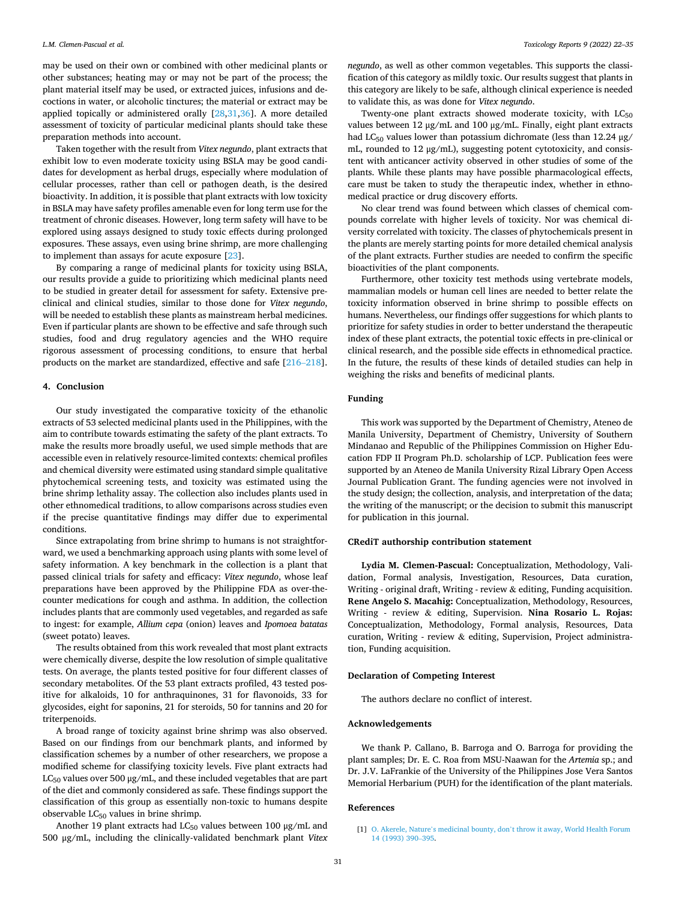may be used on their own or combined with other medicinal plants or other substances; heating may or may not be part of the process; the plant material itself may be used, or extracted juices, infusions and decoctions in water, or alcoholic tinctures; the material or extract may be applied topically or administered orally [28,31,36]. A more detailed assessment of toxicity of particular medicinal plants should take these preparation methods into account.

Taken together with the result from *Vitex negundo*, plant extracts that exhibit low to even moderate toxicity using BSLA may be good candidates for development as herbal drugs, especially where modulation of cellular processes, rather than cell or pathogen death, is the desired bioactivity. In addition, it is possible that plant extracts with low toxicity in BSLA may have safety profiles amenable even for long term use for the treatment of chronic diseases. However, long term safety will have to be explored using assays designed to study toxic effects during prolonged exposures. These assays, even using brine shrimp, are more challenging to implement than assays for acute exposure [23].

By comparing a range of medicinal plants for toxicity using BSLA, our results provide a guide to prioritizing which medicinal plants need to be studied in greater detail for assessment for safety. Extensive pre-clinical and clinical studies, similar to those done for *Vitex negundo*, will be needed to establish these plants as mainstream herbal medicines. Even if particular plants are shown to be effective and safe through such studies, food and drug regulatory agencies and the WHO require rigorous assessment of processing conditions, to ensure that herbal products on the market are standardized, effective and safe [216–218].

## 4. Conclusion

Our study investigated the comparative toxicity of the ethanolic extracts of 53 selected medicinal plants used in the Philippines, with the aim to contribute towards estimating the safety of the plant extracts. To make the results more broadly useful, we used simple methods that are accessible even in relatively resource-limited contexts: chemical profiles and chemical diversity were estimated using standard simple qualitative phytochemical screening tests, and toxicity was estimated using the brine shrimp lethality assay. The collection also includes plants used in other ethnomedical traditions, to allow comparisons across studies even if the precise quantitative findings may differ due to experimental conditions.

Since extrapolating from brine shrimp to humans is not straightforward, we used a benchmarking approach using plants with some level of safety information. A key benchmark in the collection is a plant that passed clinical trials for safety and efficacy: *Vitex negundo*, whose leaf preparations have been approved by the Philippine FDA as over-the-counter medications for cough and asthma. In addition, the collection includes plants that are commonly used vegetables, and regarded as safe to ingest: for example, *Allium cepa* (onion) leaves and *Ipomoea batatas* (sweet potato) leaves.

The results obtained from this work revealed that most plant extracts were chemically diverse, despite the low resolution of simple qualitative tests. On average, the plants tested positive for four different classes of secondary metabolites. Of the 53 plant extracts profiled, 43 tested positive for alkaloids, 10 for anthraquinones, 31 for flavonoids, 33 for glycosides, eight for saponins, 21 for steroids, 50 for tannins and 20 for triterpenoids.

A broad range of toxicity against brine shrimp was also observed. Based on our findings from our benchmark plants, and informed by classification schemes by a number of other researchers, we propose a modified scheme for classifying toxicity levels. Five plant extracts had $LC_{50}$ values over 500 μg/mL, and these included vegetables that are part of the diet and commonly considered as safe. These findings support the classification of this group as essentially non-toxic to humans despite observable $LC_{50}$ values in brine shrimp.

Another 19 plant extracts had $LC_{50}$ values between 100 μg/mL and 500 μg/mL, including the clinically-validated benchmark plant *Vitex negundo*, as well as other common vegetables. This supports the classification of this category as mildly toxic. Our results suggest that plants in this category are likely to be safe, although clinical experience is needed to validate this, as was done for *Vitex negundo*.

Twenty-one plant extracts showed moderate toxicity, with $LC_{50}$ values between 12 μg/mL and 100 μg/mL. Finally, eight plant extracts had $LC_{50}$ values lower than potassium dichromate (less than 12.24 μg/mL, rounded to 12 μg/mL), suggesting potent cytotoxicity, and consistent with anticancer activity observed in other studies of some of the plants. While these plants may have possible pharmacological effects, care must be taken to study the therapeutic index, whether in ethnomedical practice or drug discovery efforts.

No clear trend was found between which classes of chemical compounds correlate with higher levels of toxicity. Nor was chemical diversity correlated with toxicity. The classes of phytochemicals present in the plants are merely starting points for more detailed chemical analysis of the plant extracts. Further studies are needed to confirm the specific bioactivities of the plant components.

Furthermore, other toxicity test methods using vertebrate models, mammalian models or human cell lines are needed to better relate the toxicity information observed in brine shrimp to possible effects on humans. Nevertheless, our findings offer suggestions for which plants to prioritize for safety studies in order to better understand the therapeutic index of these plant extracts, the potential toxic effects in pre-clinical or clinical research, and the possible side effects in ethnomedical practice. In the future, the results of these kinds of detailed studies can help in weighing the risks and benefits of medicinal plants.

## Funding

This work was supported by the Department of Chemistry, Ateneo de Manila University, Department of Chemistry, University of Southern Mindanao and Republic of the Philippines Commission on Higher Education FDP II Program Ph.D. scholarship of LCP. Publication fees were supported by an Ateneo de Manila University Rizal Library Open Access Journal Publication Grant. The funding agencies were not involved in the study design; the collection, analysis, and interpretation of the data; the writing of the manuscript; or the decision to submit this manuscript for publication in this journal.

## CRediT authorship contribution statement

**Lydia M. Clemen-Pascual:** Conceptualization, Methodology, Validation, Formal analysis, Investigation, Resources, Data curation, Writing - original draft, Writing - review & editing, Funding acquisition. **Rene Angelo S. Macahig:** Conceptualization, Methodology, Resources, Writing - review & editing, Supervision. **Nina Rosario L. Rojas:** Conceptualization, Methodology, Formal analysis, Resources, Data curation, Writing - review & editing, Supervision, Project administration, Funding acquisition.

## Declaration of Competing Interest

The authors declare no conflict of interest.

## Acknowledgements

We thank P. Callano, B. Barroga and O. Barroga for providing the plant samples; Dr. E. C. Roa from MSU-Naawan for the *Artemia* sp.; and Dr. J.V. LaFrankie of the University of the Philippines Jose Vera Santos Memorial Herbarium (PUH) for the identification of the plant materials.

## References

[1] O. Akerele, Nature's medicinal bounty, don't throw it away, World Health Forum 14 (1993) 390–395.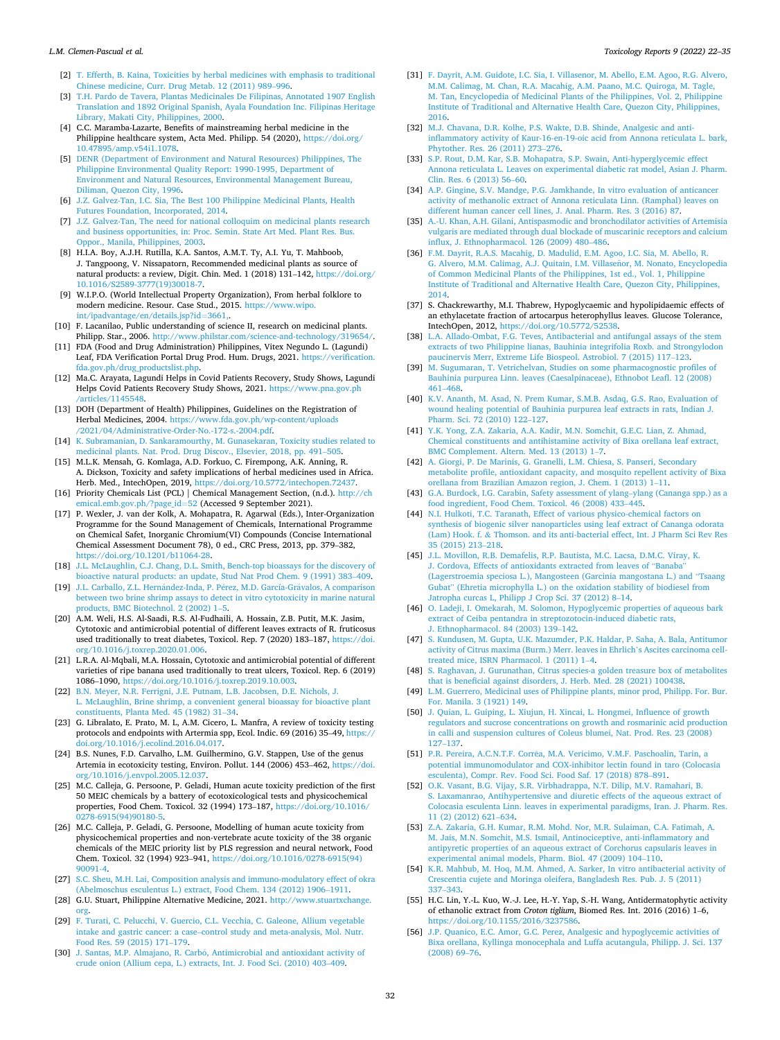[2] T. Efferth, B. Kaina, Toxicities by herbal medicines with emphasis to traditional Chinese medicine, Curr. Drug Metab. 12 (2011) 989–996.

[3] T.H. Pardo de Tavera, Plantas Medicinales De Filipinas, Annotated 1907 English Translation and 1892 Original Spanish, Ayala Foundation Inc. Filipinas Heritage Library, Makati City, Philippines, 2000.

[4] C.C. Maramba-Lazarte, Benefits of mainstreaming herbal medicine in the Philippine healthcare system, Acta Med. Philipp. 54 (2020), https://doi.org/10.47895/amp.v54i1.1078.

[5] DENR (Department of Environment and Natural Resources) Philippines, The Philippine Environmental Quality Report: 1990-1995, Department of Environment and Natural Resources, Environmental Management Bureau, Diliman, Quezon City, 1996.

[6] J.Z. Galvez-Tan, I.C. Sia, The Best 100 Philippine Medicinal Plants, Health Futures Foundation, Incorporated, 2014.

[7] J.Z. Galvez-Tan, The need for national colloquim on medicinal plants research and business opportunities, in: Proc. Semin. State Art Med. Plant Res. Bus. Oppor., Manila, Philippines, 2003.

[8] H.I.A. Boy, A.J.H. Rutilla, K.A. Santos, A.M.T. Ty, A.I. Yu, T. Mahboob, J. Tangpoong, V. Nissapatorn, Recommended medicinal plants as source of natural products: a review, Digit. Chin. Med. 1 (2018) 131–142, https://doi.org/10.1016/S2589-3777(19)30018-7.

[9] W.I.P.O. (World Intellectual Property Organization), From herbal folklore to modern medicine. Resour. Case Stud., 2015. https://www.wipo.int/ipadvantage/en/details.jsp?id=3661,.

[10] F. Lacanilao, Public understanding of science II, research on medicinal plants. Philipp. Star., 2006. http://www.philstar.com/science-and-technology/319654/.

[11] FDA (Food and Drug Administration) Philippines, Vitex Negundo L. (Lagundi) Leaf, FDA Verification Portal Drug Prod. Hum. Drugs, 2021. https://verification.fda.gov.ph/drug_productslist.php.

[12] Ma.C. Arayata, Lagundi Helps in Covid Patients Recovery, Study Shows, Lagundi Helps Covid Patients Recovery Study Shows, 2021. https://www.pna.gov.ph/articles/1145548.

[13] DOH (Department of Health) Philippines, Guidelines on the Registration of Herbal Medicines, 2004. https://www.fda.gov.ph/wp-content/uploads/2021/04/Administrative-Order-No.-172-s.-2004.pdf.

[14] K. Subramanian, D. Sankaramourthy, M. Gunasekaran, Toxicity studies related to medicinal plants. Nat. Prod. Drug Discov., Elsevier, 2018, pp. 491–505.

[15] M.L.K. Mensah, G. Komlaga, A.D. Forkuo, C. Firempong, A.K. Anning, R. A. Dickson, Toxicity and safety implications of herbal medicines used in Africa. Herb. Med., IntechOpen, 2019, https://doi.org/10.5772/intechopen.72437.

[16] Priority Chemicals List (PCL) | Chemical Management Section, (n.d.). http://chemical.emb.gov.ph/?page_id=52 (Accessed 9 September 2021).

[17] P. Wexler, J. van der Kolk, A. Mohapatra, R. Agarwal (Eds.), Inter-Organization Programme for the Sound Management of Chemicals, International Programme on Chemical Safet, Inorganic Chromium(VI) Compounds (Concise International Chemical Assessment Document 78), 0 ed., CRC Press, 2013, pp. 379–382, https://doi.org/10.1201/b11064-28.

[18] J.L. McLaughlin, C.J. Chang, D.L. Smith, Bench-top bioassays for the discovery of bioactive natural products: an update, Stud Nat Prod Chem. 9 (1991) 383–409.

[19] J.L. Carballo, Z.L. Hernández-Inda, P. Pérez, M.D. García-Grávalos, A comparison between two brine shrimp assays to detect in vitro cytotoxicity in marine natural products, BMC Biotechnol. 2 (2002) 1–5.

[20] A.M. Weli, H.S. Al-Saadi, R.S. Al-Fudhaili, A. Hossain, Z.B. Putit, M.K. Jasim, Cytotoxic and antimicrobial potential of different leaves extracts of R. fruticosus used traditionally to treat diabetes, Toxicol. Rep. 7 (2020) 183–187, https://doi.org/10.1016/j.toxrep.2020.01.006.

[21] L.R.A. Al-Mqbali, M.A. Hossain, Cytotoxic and antimicrobial potential of different varieties of ripe banana used traditionally to treat ulcers, Toxicol. Rep. 6 (2019) 1086–1090, https://doi.org/10.1016/j.toxrep.2019.10.003.

[22] B.N. Meyer, N.R. Ferrigni, J.E. Putnam, L.B. Jacobsen, D.E. Nichols, J. L. McLaughlin, Brine shrimp, a convenient general bioassay for bioactive plant constituents, Planta Med. 45 (1982) 31–34.

[23] G. Libralato, E. Prato, M. L, A.M. Cicero, L. Manfra, A review of toxicity testing protocols and endpoints with Artermia spp, Ecol. Indic. 69 (2016) 35–49, https://doi.org/10.1016/j.ecolind.2016.04.017.

[24] B.S. Nunes, F.D. Carvalho, L.M. Guilhermino, G.V. Stappen, Use of the genus Artemia in ecotoxicity testing, Environ. Pollut. 144 (2006) 453–462, https://doi.org/10.1016/j.envpol.2005.12.037.

[25] M.C. Calleja, G. Persoone, P. Geladi, Human acute toxicity prediction of the first 50 MEIC chemicals by a battery of ecotoxicological tests and physicochemical properties, Food Chem. Toxicol. 32 (1994) 173–187, https://doi.org/10.1016/0278-6915(94)90180-5.

[26] M.C. Calleja, P. Geladi, G. Persoone, Modelling of human acute toxicity from physicochemical properties and non-vertebrate acute toxicity of the 38 organic chemicals of the MEIC priority list by PLS regression and neural network, Food Chem. Toxicol. 32 (1994) 923–941, https://doi.org/10.1016/0278-6915(94)90091-4.

[27] S.C. Sheu, M.H. Lai, Composition analysis and immuno-modulatory effect of okra (Abelmoschus esculentus L.) extract, Food Chem. 134 (2012) 1906–1911.

[28] G.U. Stuart, Philippine Alternative Medicine, 2021. http://www.stuartxchange.org.

[29] F. Turati, C. Pelucchi, V. Guercio, C.L. Vecchia, C. Galeone, Allium vegetable intake and gastric cancer: a case–control study and meta-analysis, Mol. Nutr. Food Res. 59 (2015) 171–179.

[30] J. Santas, M.P. Almajano, R. Carbó, Antimicrobial and antioxidant activity of crude onion (Allium cepa, L.) extracts, Int. J. Food Sci. (2010) 403–409.

[31] F. Dayrit, A.M. Guidote, I.C. Sia, I. Villasenor, M. Abello, E.M. Agoo, R.G. Alvero, M.M. Calimag, M. Chan, R.A. Macahig, A.M. Paano, M.C. Quiroga, M. Tagle, M. Tan, Encyclopedia of Medicinal Plants of the Philippines, Vol. 2, Philippine Institute of Traditional and Alternative Health Care, Quezon City, Philippines, 2016.

[32] M.J. Chavana, D.R. Kolhe, P.S. Wakte, D.B. Shinde, Analgesic and anti-inflammatory activity of Kaur-16-en-19-oic acid from Annona reticulata L. bark, Phytother. Res. 26 (2011) 273–276.

[33] S.P. Rout, D.M. Kar, S.B. Mohapatra, S.P. Swain, Anti-hyperglycemic effect Annona reticulata L. Leaves on experimental diabetic rat model, Asian J. Pharm. Clin. Res. 6 (2013) 56–60.

[34] A.P. Gingine, S.V. Mandge, P.G. Jamkhande, In vitro evaluation of anticancer activity of methanolic extract of Annona reticulata Linn. (Ramphal) leaves on different human cancer cell lines, J. Anal. Pharm. Res. 3 (2016) 87.

[35] A.-U. Khan, A.H. Gilani, Antispasmodic and bronchodilator activities of Artemisia vulgaris are mediated through dual blockade of muscarinic receptors and calcium influx, J. Ethnopharmacol. 126 (2009) 480–486.

[36] F.M. Dayrit, R.A.S. Macahig, D. Madulid, E.M. Agoo, I.C. Sia, M. Abello, R. G. Alvero, M.M. Calimag, A.J. Quitain, I.M. Villaseñor, M. Nonato, Encyclopedia of Common Medicinal Plants of the Philippines, 1st ed., Vol. 1, Philippine Institute of Traditional and Alternative Health Care, Quezon City, Philippines, 2014.

[37] S. Chackrewarthy, M.I. Thabrew, Hypoglycaemic and hypolipidaemic effects of an ethylacetate fraction of artocarpus heterophyllus leaves. Glucose Tolerance, IntechOpen, 2012, https://doi.org/10.5772/52538.

[38] L.A. Allado-Ombat, F.G. Teves, Antibacterial and antifungal assays of the stem extracts of two Philippine lianas, Bauhinia integrifolia Roxb. and Strongylodon paucinervis Merr, Extreme Life Biospeol. Astrobiol. 7 (2015) 117–123.

[39] M. Sugumaran, T. Vetrichelvan, Studies on some pharmacognostic profiles of Bauhinia purpurea Linn. leaves (Caesalpinaceae), Ethnobot Leafl. 12 (2008) 461–468.

[40] K.V. Ananth, M. Asad, N. Prem Kumar, S.M.B. Asdaq, G.S. Rao, Evaluation of wound healing potential of Bauhinia purpurea leaf extracts in rats, Indian J. Pharm. Sci. 72 (2010) 122–127.

[41] Y.K. Yong, Z.A. Zakaria, A.A. Kadir, M.N. Somchit, G.E.C. Lian, Z. Ahmad, Chemical constituents and antihistamine activity of Bixa orellana leaf extract, BMC Complement. Altern. Med. 13 (2013) 1–7.

[42] A. Giorgi, P. De Marinis, G. Granelli, L.M. Chiesa, S. Panseri, Secondary metabolite profile, antioxidant capacity, and mosquito repellent activity of Bixa orellana from Brazilian Amazon region, J. Chem. 1 (2013) 1–11.

[43] G.A. Burdock, I.G. Carabin, Safety assessment of ylang–ylang (Cananga spp.) as a food ingredient, Food Chem. Toxicol. 46 (2008) 433–445.

[44] N.I. Hulkoti, T.C. Taranath, Effect of various physico-chemical factors on synthesis of biogenic silver nanoparticles using leaf extract of Cananga odorata (Lam) Hook. f. & Thomson. and its anti-bacterial effect, Int. J Pharm Sci Rev Res 35 (2015) 213–218.

[45] J.L. Movillon, R.B. Demafelis, R.P. Bautista, M.C. Lacsa, D.M.C. Viray, K. J. Cordova, Effects of antioxidants extracted from leaves of "Banaba" (Lagerstroemia speciosa L.), Mangosteen (Garcinia mangostana L.) and "Tsaang Gubat" (Ehretia microphylla L.) on the oxidation stability of biodiesel from Jatropha curcas L, Philipp J Crop Sci. 37 (2012) 8–14.

[46] O. Ladeji, I. Omekarah, M. Solomon, Hypoglycemic properties of aqueous bark extract of Ceiba pentandra in streptozotocin-induced diabetic rats, J. Ethnopharmacol. 84 (2003) 139–142.

[47] S. Kundusen, M. Gupta, U.K. Mazumder, P.K. Haldar, P. Saha, A. Bala, Antitumor activity of Citrus maxima (Burm.) Merr. leaves in Ehrlich's Ascites carcinoma cell-treated mice, ISRN Pharmacol. 1 (2011) 1–4.

[48] S. Raghavan, J. Gurunathan, Citrus species-a golden treasure box of metabolites that is beneficial against disorders, J. Herb. Med. 28 (2021) 100438.

[49] L.M. Guerrero, Medicinal uses of Philippine plants, minor prod, Philipp. For. Bur. For. Manila. 3 (1921) 149.

[50] J. Quian, L. Guiping, L. Xiujun, H. Xincai, L. Hongmei, Influence of growth regulators and sucrose concentrations on growth and rosmarinic acid production in calli and suspension cultures of Coleus blumei, Nat. Prod. Res. 23 (2008) 127–137.

[51] P.R. Pereira, A.C.N.T.F. Corrêa, M.A. Vericimo, V.M.F. Paschoalin, Tarin, a potential immunomodulator and COX-inhibitor lectin found in taro (Colocasia esculenta), Compr. Rev. Food Sci. Food Saf. 17 (2018) 878–891.

[52] O.K. Vasant, B.G. Vijay, S.R. Virbhadrappa, N.T. Dilip, M.V. Ramahari, B. S. Laxamanrao, Antihypertensive and diuretic effects of the aqueous extract of Colocasia esculenta Linn. leaves in experimental paradigms, Iran. J. Pharm. Res. 11 (2) (2012) 621–634.

[53] Z.A. Zakaria, G.H. Kumar, R.M. Mohd. Nor, M.R. Sulaiman, C.A. Fatimah, A. M. Jais, M.N. Somchit, M.S. Ismail, Antinociceptive, anti-inflammatory and antipyretic properties of an aqueous extract of Corchorus capsularis leaves in experimental animal models, Pharm. Biol. 47 (2009) 104–110.

[54] K.R. Mahbub, M. Hoq, M.M. Ahmed, A. Sarker, In vitro antibacterial activity of Crescentia cujete and Moringa oleifera, Bangladesh Res. Pub. J. 5 (2011) 337–343.

[55] H.C. Lin, Y.-L. Kuo, W.-J. Lee, H.-Y. Yap, S.-H. Wang, Antidermatophytic activity of ethanolic extract from *Croton tiglium*, Biomed Res. Int. 2016 (2016) 1–6, https://doi.org/10.1155/2016/3237586.

[56] J.P. Quanico, E.C. Amor, G.C. Perez, Analgesic and hypoglycemic activities of Bixa orellana, Kyllinga monocephala and Luffa acutangula, Philipp. J. Sci. 137 (2008) 69–76.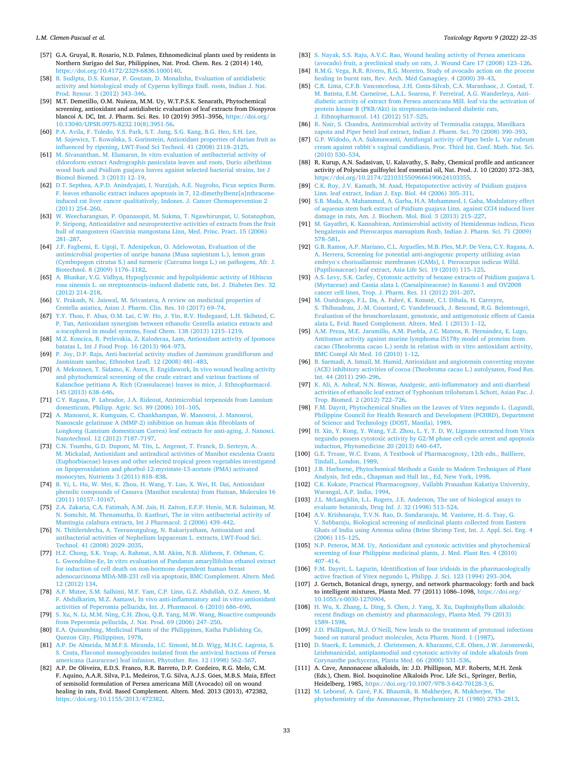[57] G.A. Gruyal, R. Rosario, N.D. Palmes, Ethnomedicinal plants used by residents in Northern Surigao del Sur, Philippines, Nat. Prod. Chem. Res. 2 (2014) 140, https://doi.org/10.4172/2329-6836.1000140.

[58] B. Sudipta, D.S. Kumar, P. Goutam, D. Monalisha, Evaluation of antidiabetic activity and histological study of Cyperus kyllinga Endl. roots, Indian J. Nat. Prod. Resour. 3 (2012) 343–346.

[59] M.T. Demetillo, O.M. Nuñeza, M.M. Uy, W.T.P.S.K. Senarath, Phytochemical screening, antioxidant and antidiabetic evaluation of leaf extracts from Diospyros blancoi A. DC, Int. J. Pharm. Sci. Res. 10 (2019) 3951–3956, https://doi.org/10.13040/IJPSR.0975-8232.10(8).3951-56.

[60] P.A. Avila, F. Toledo, Y.S. Park, S.T. Jung, S.G. Kang, B.G. Heo, S.H. Lee, M. Sajewicz, T. Kowalska, S. Gorinstein, Antioxidant properties of durian fruit as influenced by ripening, LWT-Food Sci Technol. 41 (2008) 2118–2125.

[61] M. Sivananthan, M. Elamaran, In vitro evaluation of antibacterial activity of chloroform extract Andrographis paniculata leaves and roots, Durio zibethinus wood bark and Psidium guajava leaves against selected bacterial strains, Int J Biomol Biomed. 3 (2013) 12–19.

[62] D.T. Septhea, A.P.D. Anindyajati, I. Nurzijah, A.E. Nugroho, Ficus septica Burm. F. leaves ethanolic extract induces apoptosis in 7, 12-dimethylbenz[α]nthracene-induced rat liver cancer qualitatively, Indones. J. Cancer Chemoprevention 2 (2011) 254–260.

[63] W. Weecharangsan, P. Opanasopit, M. Sukma, T. Ngawhirunpat, U. Sotanaphun, P. Siripong, Antioxidative and neuroprotective activities of extracts from the fruit hull of mangosteen (Garcinia mangostana Linn, Med. Princ. Pract. 15 (2006) 281–287.

[64] J.F. Fagbemi, E. Ugoji, T. Adenipekun, O. Adelowotan, Evaluation of the antimicrobial properties of unripe banana (Musa sapientum L.), lemon grass (Cymbopogon citratus S.) and turmeric (Curcuma longa L.) on pathogens, Afr. J. Biotechnol. 8 (2009) 1176–1182.

[65] A. Bhaskar, V.G. Vidhya, Hypoglycemic and hypolipidemic activity of Hibiscus rosa sinensis L. on streptozotocin–induced diabetic rats, Int. J. Diabetes Dev. 32 (2012) 214–218.

[66] V. Prakash, N. Jaiswal, M. Srivastava, A review on medicinal properties of Centella asiatica, Asian J. Pharm. Clin. Res. 10 (2017) 69–74.

[67] Y.Y. Thoo, F. Abas, O.M. Lai, C.W. Ho, J. Yin, R.V. Hedegaard, L.H. Skibsted, C. P. Tan, Antioxidant synergism between ethanolic Centella asiatica extracts and α-tocopherol in model systems, Food Chem. 138 (2013) 1215–1219.

[68] M.Z. Koncica, R. Petlevskia, Z. Kaloderaa, Lam, Antioxidant activity of Ipomoea batatas L, Int J Food Prop. 16 (2013) 964–973.

[69] P. Joy, D.P. Raja, Anti-bacterial activity studies of Jasminum grandiflorum and Jasminum sambac, Ethnobot Leafl. 12 (2008) 481–483.

[70] A. Mekonnen, T. Sidamo, K. Asres, E. Engidawork, In vivo wound healing activity and phytochemical screening of the crude extract and various fractions of Kalanchoe petitiana A. Rich (Crassulaceae) leaves in mice, J. Ethnopharmacol. 145 (2013) 638–646.

[71] C.Y. Ragasa, P. Labrador, J.A. Rideout, Antimicrobial terpenoids from Lansium domesticum, Philipp. Agric. Sci. 89 (2006) 101–105.

[72] A. Manosroi, K. Kumguan, C. Chankhampan, W. Manosroi, J. Manosroi, Nanoscale gelatinase A (MMP-2) inhibition on human skin fibroblasts of Longkong (Lansium domesticum Correa) leaf extracts for anti-aging, J. Nanosci. Nanotechnol. 12 (2012) 7187–7197.

[73] C.N. Tsumbu, G.D. Dupont, M. Tits, L. Angenot, T. Franck, D. Serteyn, A. M. Mickalad, Antioxidant and antiradical activities of Manihot esculenta Crantz (Euphorbiaceae) leaves and other selected tropical green vegetables investigated on lipoperoxidation and phorbol-12-myristate-13-acetate (PMA) activated monocytes, Nutrients 3 (2011) 818–838.

[74] B. Yi, L. Hu, W. Mei, K. Zhou, H. Wang, Y. Luo, X. Wei, H. Dai, Antioxidant phenolic compounds of Cassava (Manihot esculenta) from Hainan, Molecules 16 (2011) 10157–10167.

[75] Z.A. Zakaria, C.A. Fatimah, A.M. Jais, H. Zaiton, E.F.P. Henie, M.R. Sulaiman, M. N. Somchit, M. Thenamutha, D. Kasthuri, The in vitro antibacterial activity of Muntingia calabura extracts, Int J Pharmacol. 2 (2006) 439–442.

[76] N. Thitilertdecha, A. Teerawutgulrag, N. Rakariyatham, Antioxidant and antibacterial activities of Nephelium lappaceum L. extracts, LWT-Food Sci. Technol. 41 (2008) 2029–2035.

[77] H.Z. Chong, S.K. Yeap, A. Rahmat, A.M. Akim, N.B. Alitheen, F. Othman, C. L. Gwendoline-Ee, In vitro evaluation of Pandanus amaryllifolius ethanol extract for induction of cell death on non-hormone dependent human breast adenocarcinoma MDA-MB-231 cell via apoptosis, BMC Complement. Altern. Med. 12 (2012) 134.

[78] A.F. Mutee, S.M. Salhimi, M.F. Yam, C.P. Linn, G.Z. Abdullah, O.Z. Ameer, M. F. Abdulkarim, M.Z. Asmawi, In vivo anti-inflammatory and in vitro antioxidant activities of Peperomia pellucida, Int. J. Pharmacol. 6 (2010) 686–690.

[79] S. Xu, N. Li, M.M. Ning, C.H. Zhou, Q.R. Yang, M.W. Wang, Bioactive compounds from Peperomia pellucida, J. Nat. Prod. 69 (2006) 247–250.

[80] E.A. Quisumbing, Medicinal Plants of the Philippines, Katha Publishing Co, Quezon City, Philippines, 1978.

[81] A.P. De Almeida, M.M.F.S. Miranda, I.C. Simoni, M.D. Wigg, M.H.C. Lagrota, S. S. Costa, Flavonol monoglycosides isolated from the antiviral fractions of Persea americana (Lauraceae) leaf infusion, Phytother. Res. 12 (1998) 562–567.

[82] A.P. De Oliveira, E.D.S. Franco, R.R. Barreto, D.P. Cordeiro, R.G. Melo, C.M. F. Aquino, A.A.R. Silva, P.L. Medeiros, T.G. Silva, A.J.S. Góes, M.B.S. Maia, Effect of semisolid formulation of Persea americana Mill (Avocado) oil on wound healing in rats, Evid. Based Complement. Altern. Med. 2013 (2013), 472382, https://doi.org/10.1155/2013/472382.

[83] S. Nayak, S.S. Raju, A.V.C. Rao, Wound healing activity of Persea americana (avocado) fruit, a preclinical study on rats, J. Wound Care 17 (2008) 123–126.

[84] R.M.G. Vega, R.R. Rivero, R.G. Moreiro, Study of avocado action on the process healing in burnt rats, Rev. Arch. Méd Camagüey. 4 (2000) 39–43.

[85] C.R. Lima, C.F.B. Vasconcelosa, J.H. Costa-Silvab, C.A. Maranhaoc, J. Costad, T. M. Batista, E.M. Carneiroe, L.A.L. Soaresa, F. Ferreiraf, A.G. Wanderleya, Anti-diabetic activity of extract from Persea americana Mill. leaf via the activation of protein kinase B (PKB/Akt) in streptozotocin-induced diabetic rats, J. Ethnopharmacol. 141 (2012) 517–525.

[86] R. Nair, S. Chandra, Antimicrobial activity of Terminalia catappa, Manilkara zapota and Piper betel leaf extract, Indian J. Pharm. Sci. 70 (2008) 390–393.

[87] G.P. Widodo, A.A. Sukmawanti, Antifungal activity of Piper betle L. Var rubrum cream against rabbit's vaginal candidiasis, Proc. Third Int. Conf. Math. Nat. Sci. (2010) 530–534.

[88] R. Kurup, A.N. Sadasivan, U. Kalavathy, S. Baby, Chemical profile and anticancer activity of Polyscias guilfoylei leaf essential oil, Nat. Prod. J. 10 (2020) 372–383, https://doi.org/10.2174/2210315509666190624103355.

[89] C.K. Roy, J.V. Kamath, M. Asad, Hepatoprotective activity of Psidium guajava Linn. leaf extract, Indian J. Exp. Biol. 44 (2006) 305–311.

[90] S.B. Mada, A. Mahammed, A. Garba, H.A. Mohammed, I. Gaba, Modulatory effect of aqueous stem bark extract of Psidium guajava Linn. against CCl4 induced liver damage in rats, Am. J. Biochem. Mol. Biol. 3 (2013) 215–227.

[91] M. Gayathri, K. Kannabiran, Antimicrobial activity of Hemidesmus indicus, Ficus bengalensis and Pterocarpus marsupium Roxb, Indian J. Pharm. Sci. 71 (2009) 578–581.

[92] G.B. Ramos, A.P. Mariano, C.L. Arguelles, M.B. Ples, M.P. De Vera, C.Y. Ragasa, A. A. Herrera, Screening for potential anti-angiogenic property utilizing avian embryo's chorioallantoic membranes (CAMs), I. Pterocarpus indicus Willd. (Papilionaceae) leaf extract, Asia Life Sci. 19 (2010) 115–125.

[93] A.S. Levy, S.K. Carley, Cytotoxic activity of hexane extracts of Psidium guajava L (Myrtaceae) and Cassia alata L (Caesalpineaceae) in Kasumi-1 and OV2008 cancer cell lines, Trop. J. Pharm. Res. 11 (2012) 201–207.

[94] M. Ouédraogo, F.L. Da, A. Fabré, K. Konaté, C.I. Dibala, H. Carreyre, S. Thibaudeau, J.-M. Coustard, C. Vandebrouck, J. Bescond, R.G. Belemtougri, Evaluation of the bronchorelaxant, genotoxic, and antigenotoxic effects of Cassia alata L, Evid. Based Complement. Altern. Med. 1 (2013) 1–12.

[95] A.M. Preza, M.E. Jaramillo, A.M. Puebla, J.C. Mateos, R. Hernández, E. Lugo, Antitumor activity against murine lymphoma l5178y model of proteins from cacao (Theobroma cacao L.) seeds in relation with in vitro antioxidant activity, BMC Compl Alt Med. 10 (2010) 1–12.

[96] B. Sarmadi, A. Ismail, M. Hamid, Antioxidant and angiotensin converting enzyme (ACE) inhibitory activities of cocoa (Theobroma cacao L.) autolysates, Food Res. Int. 44 (2011) 290–296.

[97] K. Ali, A. Ashraf, N.N. Biswas, Analgesic, anti-inflammatory and anti-diarrheal activities of ethanolic leaf extract of Typhonium trilobatum L Schott, Asian Pac. J. Trop. Biomed. 2 (2012) 722–726.

[98] F.M. Dayrit, Phytochemical Studies on the Leaves of Vitex negundo L. (Lagundi, Philippine Council for Health Research and Development (PCHRD), Department of Science and Technology (DOST, Manila), 1989.

[99] H. Xin, Y. Kong, Y. Wang, Y.Z. Zhou, L. Y, T. D, W, Lignans extracted from Vitex negundo possess cytotoxic activity by G2/M phase cell cycle arrest and apoptosis induction, Phytomedicine 20 (2013) 640–647.

[100] G.E. Trease, W.C. Evans, A Textbook of Pharmacognosy, 12th edn., Bailliere, Tindall., London, 1989.

[101] J.B. Harborne, Phytochemical Methods a Guide to Modern Techniques of Plant Analysis, 3rd edn., Chapman and Hall Int., Ed, New York, 1998.

[102] C.K. Kokate, Practical Pharmacognosy, Vallabh Prasashan Kakatiya University, Warangal, A.P. India, 1994.

[103] J.L. McLaughlin, L.L. Rogers, J.E. Anderson, The use of biological assays to evaluate botanicals, Drug Inf. J. 32 (1998) 513–524.

[104] A.V. Krishnaraju, T.V.N. Rao, D. Sundararaju, M. Vanisree, H.-S. Tsay, G. V. Subbaraju, Biological screening of medicinal plants collected from Eastern Ghats of India using Artemia salina (Brine Shrimp Test, Int. J. Appl. Sci. Eng. 4 (2006) 115–125.

[105] N.P. Peteros, M.M. Uy, Antioxidant and cytotoxic activities and phytochemical screening of four Philippine medicinal plants, J. Med. Plant Res. 4 (2010) 407–414.

[106] F.M. Dayrit, L. Lagurin, Identification of four iridoids in the pharmacologically active fraction of Vitex negundo L, Philipp. J. Sci. 123 (1994) 293–304.

[107] J. Gertsch, Botanical drugs, synergy, and network pharmacology: forth and back to intelligent mixtures, Planta Med. 77 (2011) 1086–1098, https://doi.org/10.1055/s-0030-1270904.

[108] H. Wu, X. Zhang, L. Ding, S. Chen, J. Yang, X. Xu, Daphniphyllum alkaloids: recent findings on chemistry and pharmacology, Planta Med. 79 (2013) 1589–1598.

[109] J.D. Phillipson, M.J. O'Neill, New leads to the treatment of protozoal infections based on natural product molecules, Acta Pharm. Nord. 1 (1987).

[110] D. Staerk, E. Lemmich, J. Christensen, A. Kharazmi, C.E. Olsen, J.W. Jaroszewski, Leishmanicidal, antiplasmodial and cytotoxic activity of indole alkaloids from Corynanthe pachyceras, Planta Med. 66 (2000) 531–536.

[111] A. Cave, Annonaceae alkaloids, in: J.D. Phillipson, M.F. Roberts, M.H. Zenk (Eds.), Chem. Biol. Isoquinoline Alkaloids Proc. Life Sci., Springer, Berlin, Heidelberg, 1985, https://doi.org/10.1007/978-3-642-70128-3_6.

[112] M. Leboeuf, A. Cavé, P.K. Bhaumik, B. Mukherjee, R. Mukherjee, The phytochemistry of the Annonaceae, Phytochemistry 21 (1980) 2783–2813.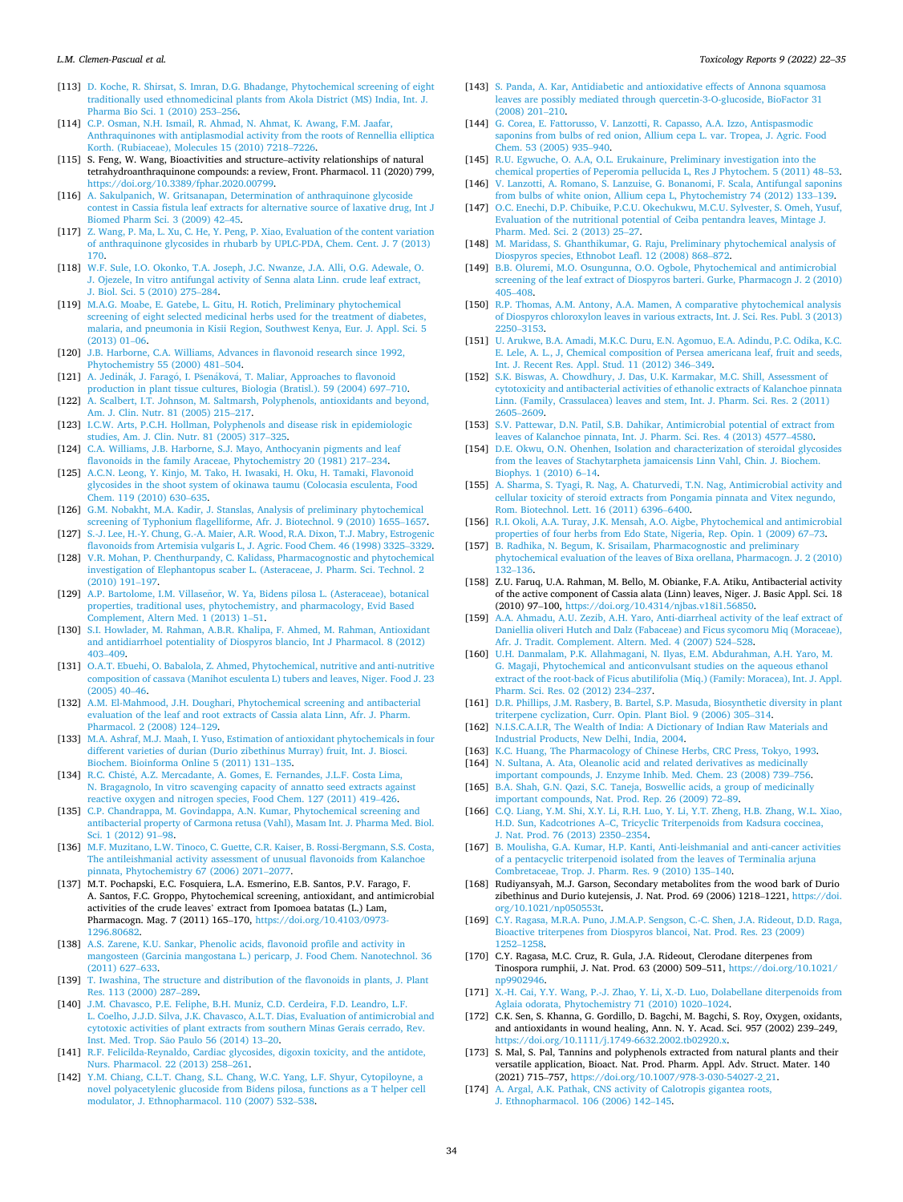[113] D. Koche, R. Shirsat, S. Imran, D.G. Bhadange, Phytochemical screening of eight traditionally used ethnomedicinal plants from Akola District (MS) India, Int. J. Pharma Bio Sci. 1 (2010) 253–256.

[114] C.P. Osman, N.H. Ismail, R. Ahmad, N. Ahmat, K. Awang, F.M. Jaafar, Anthraquinones with antiplasmodial activity from the roots of Rennellia elliptica Korth. (Rubiaceae), Molecules 15 (2010) 7218–7226.

[115] S. Feng, W. Wang, Bioactivities and structure–activity relationships of natural tetrahydroanthraquinone compounds: a review, Front. Pharmacol. 11 (2020) 799, https://doi.org/10.3389/fphar.2020.00799.

[116] A. Sakulpanich, W. Gritsanapan, Determination of anthraquinone glycoside contest in Cassia fistula leaf extracts for alternative source of laxative drug, Int J Biomed Pharm Sci. 3 (2009) 42–45.

[117] Z. Wang, P. Ma, L. Xu, C. He, Y. Peng, P. Xiao, Evaluation of the content variation of anthraquinone glycosides in rhubarb by UPLC-PDA, Chem. Cent. J. 7 (2013) 170.

[118] W.F. Sule, I.O. Okonko, T.A. Joseph, J.C. Nwanze, J.A. Alli, O.G. Adewale, O. J. Ojezele, In vitro antifungal activity of Senna alata Linn. crude leaf extract, J. Biol. Sci. 5 (2010) 275–284.

[119] M.A.G. Moabe, E. Gatebe, L. Gitu, H. Rotich, Preliminary phytochemical screening of eight selected medicinal herbs used for the treatment of diabetes, malaria, and pneumonia in Kisii Region, Southwest Kenya, Eur. J. Appl. Sci. 5 (2013) 01–06.

[120] J.B. Harborne, C.A. Williams, Advances in flavonoid research since 1992, Phytochemistry 55 (2000) 481–504.

[121] A. Jedinák, J. Faragó, I. Pšenáková, T. Maliar, Approaches to flavonoid production in plant tissue cultures, Biologia (Bratisl.). 59 (2004) 697–710.

[122] A. Scalbert, I.T. Johnson, M. Saltmarsh, Polyphenols, antioxidants and beyond, Am. J. Clin. Nutr. 81 (2005) 215–217.

[123] I.C.W. Arts, P.C.H. Hollman, Polyphenols and disease risk in epidemiologic studies, Am. J. Clin. Nutr. 81 (2005) 317–325.

[124] C.A. Williams, J.B. Harborne, S.J. Mayo, Anthocyanin pigments and leaf flavonoids in the family Araceae, Phytochemistry 20 (1981) 217–234.

[125] A.C.N. Leong, Y. Kinjo, M. Tako, H. Iwasaki, H. Oku, H. Tamaki, Flavonoid glycosides in the shoot system of okinawa taumu (Colocasia esculenta, Food Chem. 119 (2010) 630–635.

[126] G.M. Nobakht, M.A. Kadir, J. Stanslas, Analysis of preliminary phytochemical screening of Typhonium flagelliforme, Afr. J. Biotechnol. 9 (2010) 1655–1657.

[127] S.-J. Lee, H.-Y. Chung, G.-A. Maier, A.R. Wood, R.A. Dixon, T.J. Mabry, Estrogenic flavonoids from Artemisia vulgaris L, J. Agric. Food Chem. 46 (1998) 3325–3329.

[128] V.R. Mohan, P. Chenthurpandy, C. Kalidass, Pharmacognostic and phytochemical investigation of Elephantopus scaber L. (Asteraceae, J. Pharm. Sci. Technol. 2 (2010) 191–197.

[129] A.P. Bartolome, I.M. Villaseñor, W. Ya, Bidens pilosa L. (Asteraceae), botanical properties, traditional uses, phytochemistry, and pharmacology, Evid Based Complement, Altern Med. 1 (2013) 1–51.

[130] S.I. Howlader, M. Rahman, A.B.R. Khalipa, F. Ahmed, M. Rahman, Antioxidant and antidiarrheal potentiality of Diospyros blancio, Int J Pharmacol. 8 (2012) 403–409.

[131] O.A.T. Ebuehi, O. Babalola, Z. Ahmed, Phytochemical, nutritive and anti-nutritive composition of cassava (Manihot esculenta L) tubers and leaves, Niger. Food J. 23 (2005) 40–46.

[132] A.M. El-Mahmood, J.H. Doughari, Phytochemical screening and antibacterial evaluation of the leaf and root extracts of Cassia alata Linn, Afr. J. Pharm. Pharmacol. 2 (2008) 124–129.

[133] M.A. Ashraf, M.J. Maah, I. Yuso, Estimation of antioxidant phytochemicals in four different varieties of durian (Durio zibethinus Murray) fruit, Int. J. Biosci. Biochem. Bioinforma Online 5 (2011) 131–135.

[134] R.C. Chisté, A.Z. Mercadante, A. Gomes, E. Fernandes, J.L.F. Costa Lima, N. Bragagnolo, In vitro scavenging capacity of annatto seed extracts against reactive oxygen and nitrogen species, Food Chem. 127 (2011) 419–426.

[135] C.P. Chandrappa, M. Govindappa, A.N. Kumar, Phytochemical screening and antibacterial property of Carmona retusa (Vahl), Masam Int. J. Pharma Med. Biol. Sci. 1 (2012) 91–98.

[136] M.F. Muzitano, L.W. Tinoco, C. Guette, C.R. Kaiser, B. Rossi-Bergmann, S.S. Costa, The antileishmanial activity assessment of unusual flavonoids from Kalanchoe pinnata, Phytochemistry 67 (2006) 2071–2077.

[137] M.T. Pochapski, E.C. Fosquiera, L.A. Esmerino, E.B. Santos, P.V. Farago, F. A. Santos, F.C. Groppo, Phytochemical screening, antioxidant, and antimicrobial activities of the crude leaves' extract from Ipomoea batatas (L.) Lam, Pharmacogn. Mag. 7 (2011) 165–170, https://doi.org/10.4103/0973-1296.80682.

[138] A.S. Zarene, K.U. Sankar, Phenolic acids, flavonoid profile and activity in mangosteen (Garcinia mangostana L.) pericarp, J. Food Chem. Nanotechnol. 36 (2011) 627–633.

[139] T. Iwashina, The structure and distribution of the flavonoids in plants, J. Plant Res. 113 (2000) 287–289.

[140] J.M. Chavasco, P.E. Feliphe, B.H. Muniz, C.D. Cerdeira, F.D. Leandro, L.F. L. Coelho, J.J.D. Silva, J.K. Chavasco, A.L.T. Dias, Evaluation of antimicrobial and cytotoxic activities of plant extracts from southern Minas Gerais cerrado, Rev. Inst. Med. Trop. São Paulo 56 (2014) 13–20.

[141] R.F. Felicilda-Reynaldo, Cardiac glycosides, digoxin toxicity, and the antidote, Nurs. Pharmacol. 22 (2013) 258–261.

[142] Y.M. Chiang, C.L.T. Chang, S.L. Chang, W.C. Yang, L.F. Shyur, Cytopiloyne, a novel polyacetylenic glucoside from Bidens pilosa, functions as a T helper cell modulator, J. Ethnopharmacol. 110 (2007) 532–538.

[143] S. Panda, A. Kar, Antidiabetic and antioxidative effects of Annona squamosa leaves are possibly mediated through quercetin-3-O-glucoside, BioFactor 31 (2008) 201–210.

[144] G. Corea, E. Fattorusso, V. Lanzotti, R. Capasso, A.A. Izzo, Antispasmodic saponins from bulbs of red onion, Allium cepa L. var. Tropea, J. Agric. Food Chem. 53 (2005) 935–940.

[145] R.U. Egwuche, O. A A, O.L. Erukainure, Preliminary investigation into the chemical properties of Peperomia pellucida L, Res J Phytochem. 5 (2011) 48–53.

[146] V. Lanzotti, A. Romano, S. Lanzuise, G. Bonanomi, F. Scala, Antifungal saponins from bulbs of white onion, Allium cepa L, Phytochemistry 74 (2012) 133–139.

[147] O.C. Enechi, D.P. Chibuike, P.C.U. Okechukwu, M.C.U. Sylvester, S. Omeh, Yusuf, Evaluation of the nutritional potential of Ceiba pentandra leaves, Mintage J. Pharm. Med. Sci. 2 (2013) 25–27.

[148] M. Maridass, S. Ghanthikumar, G. Raju, Preliminary phytochemical analysis of Diospyros species, Ethnobot Leafl. 12 (2008) 868–872.

[149] B.B. Oluremi, M.O. Osungunna, O.O. Ogbole, Phytochemical and antimicrobial screening of the leaf extract of Diospyros barteri. Gurke, Pharmacogn J. 2 (2010) 405–408.

[150] R.P. Thomas, A.M. Antony, A.A. Mamen, A comparative phytochemical analysis of Diospyros chloroxylon leaves in various extracts, Int. J. Sci. Res. Publ. 3 (2013) 2250–3153.

[151] U. Arukwe, B.A. Amadi, M.K.C. Duru, E.N. Agomuo, E.A. Adindu, P.C. Odika, K.C. E. Lele, A. L., J, Chemical composition of Persea americana leaf, fruit and seeds, Int. J. Recent Res. Appl. Stud. 11 (2012) 346–349.

[152] S.K. Biswas, A. Chowdhury, J. Das, U.K. Karmakar, M.C. Shill, Assessment of cytotoxicity and antibacterial activities of ethanolic extracts of Kalanchoe pinnata Linn. (Family, Crassulacea) leaves and stem, Int. J. Pharm. Sci. Res. 2 (2011) 2605–2609.

[153] S.V. Pattewar, D.N. Patil, S.B. Dahikar, Antimicrobial potential of extract from leaves of Kalanchoe pinnata, Int. J. Pharm. Sci. Res. 4 (2013) 4577–4580.

[154] D.E. Okwu, O.N. Ohenhen, Isolation and characterization of steroidal glycosides from the leaves of Stachytarpheta jamaicensis Linn Vahl, Chin. J. Biochem. Biophys. 1 (2010) 6–14.

[155] A. Sharma, S. Tyagi, R. Nag, A. Chaturvedi, T.N. Nag, Antimicrobial activity and cellular toxicity of steroid extracts from Pongamia pinnata and Vitex negundo, Rom. Biotechnol. Lett. 16 (2011) 6396–6400.

[156] R.I. Okoli, A.A. Turay, J.K. Mensah, A.O. Aigbe, Phytochemical and antimicrobial properties of four herbs from Edo State, Nigeria, Rep. Opin. 1 (2009) 67–73.

[157] B. Radhika, N. Begum, K. Srisailam, Pharmacognostic and preliminary phytochemical evaluation of the leaves of Bixa orellana, Pharmacogn. J. 2 (2010) 132–136.

[158] Z.U. Faruq, U.A. Rahman, M. Bello, M. Obianke, F.A. Atiku, Antibacterial activity of the active component of Cassia alata (Linn) leaves, Niger. J. Basic Appl. Sci. 18 (2010) 97–100, https://doi.org/10.4314/njbas.v18i1.56850.

[159] A.A. Ahmadu, A.U. Zezib, A.H. Yaro, Anti-diarrheal activity of the leaf extract of Daniellia oliveri Hutch and Dalz (Fabaceae) and Ficus sycomoru Miq (Moraceae), Afr. J. Tradit. Complement. Altern. Med. 4 (2007) 524–528.

[160] U.H. Danmalam, P.K. Allahmagani, N. Ilyas, E.M. Abdurahman, A.H. Yaro, M. G. Magaji, Phytochemical and anticonvulsant studies on the aqueous ethanol extract of the root-back of Ficus abutilifolia (Miq.) (Family: Moracea), Int. J. Appl. Pharm. Sci. Res. 02 (2012) 234–237.

[161] D.R. Phillips, J.M. Rasbery, B. Bartel, S.P. Masuda, Biosynthetic diversity in plant triterpene cyclization, Curr. Opin. Plant Biol. 9 (2006) 305–314.

[162] N.I.S.C.A.I.R, The Wealth of India: A Dictionary of Indian Raw Materials and Industrial Products, New Delhi, India, 2004.

[163] K.C. Huang, The Pharmacology of Chinese Herbs, CRC Press, Tokyo, 1993.

[164] N. Sultana, A. Ata, Oleanolic acid and related derivatives as medicinally important compounds, J. Enzyme Inhib. Med. Chem. 23 (2008) 739–756.

[165] B.A. Shah, G.N. Qazi, S.C. Taneja, Boswellic acids, a group of medicinally important compounds, Nat. Prod. Rep. 26 (2009) 72–89.

[166] C.Q. Liang, Y.M. Shi, X.Y. Li, R.H. Luo, Y. Li, Y.T. Zheng, H.B. Zhang, W.L. Xiao, H.D. Sun, Kadcotriones A–C, Tricyclic Triterpenoids from Kadsura coccinea, J. Nat. Prod. 76 (2013) 2350–2354.

[167] B. Moulisha, G.A. Kumar, H.P. Kanti, Anti-leishmanial and anti-cancer activities of a pentacyclic triterpenoid isolated from the leaves of Terminalia arjuna Combretaceae, Trop. J. Pharm. Res. 9 (2010) 135–140.

[168] Rudiyansyah, M.J. Garson, Secondary metabolites from the wood bark of Durio zibethinus and Durio kutejensis, J. Nat. Prod. 69 (2006) 1218–1221, https://doi.org/10.1021/np050553t.

[169] C.Y. Ragasa, M.R.A. Puno, J.M.A.P. Sengson, C.-C. Shen, J.A. Rideout, D.D. Raga, Bioactive triterpenes from Diospyros blancoi, Nat. Prod. Res. 23 (2009) 1252–1258.

[170] C.Y. Ragasa, M.C. Cruz, R. Gula, J.A. Rideout, Clerodane diterpenes from Tinospora rumphii, J. Nat. Prod. 63 (2000) 509–511, https://doi.org/10.1021/np9902946.

[171] X.-H. Cai, Y.Y. Wang, P.-J. Zhao, Y. Li, X.-D. Luo, Dolabellane diterpenoids from Aglaia odorata, Phytochemistry 71 (2010) 1020–1024.

[172] C.K. Sen, S. Khanna, G. Gordillo, D. Bagchi, M. Bagchi, S. Roy, Oxygen, oxidants, and antioxidants in wound healing, Ann. N. Y. Acad. Sci. 957 (2002) 239–249, https://doi.org/10.1111/j.1749-6632.2002.tb02920.x.

[173] S. Mal, S. Pal, Tannins and polyphenols extracted from natural plants and their versatile application, Bioact. Nat. Prod. Pharm. Appl. Adv. Struct. Mater. 140 (2021) 715–757, https://doi.org/10.1007/978-3-030-54027-2_21.

[174] A. Argal, A.K. Pathak, CNS activity of Calotropis gigantea roots, J. Ethnopharmacol. 106 (2006) 142–145.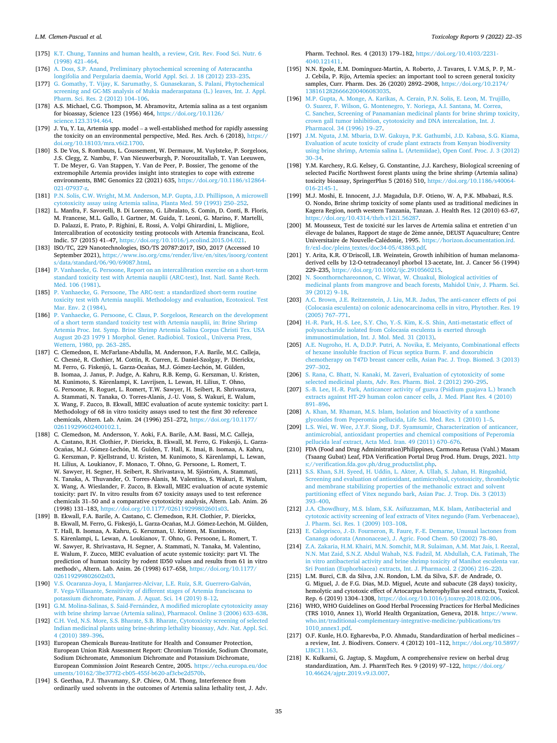[175] K.T. Chung, Tannins and human health, a review, Crit. Rev. Food Sci. Nutr. 6 (1998) 421–464.

[176] A. Doss, S.P. Anand, Preliminary phytochemical screening of Asteracantha longifolia and Pergularia daemia, World Appl. Sci. J. 18 (2012) 233–235.

[177] G. Gomathy, T. Vijay, K. Sarumathy, S. Gunasekaran, S. Palani, Phytochemical screening and GC-MS analysis of Mukia maderaspatana (L.) leaves, Int. J. Appl. Pharm. Sci. Res. 2 (2012) 104–106.

[178] A.S. Michael, C.G. Thompson, M. Abramovitz, Artemia salina as a test organism for bioassay, Science 123 (1956) 464, https://doi.org/10.1126/science.123.3194.464.

[179] J. Yu, Y. Lu, Artemia spp. model – a well-established method for rapidly assessing the toxicity on an environmental perspective, Med. Res. Arch. 6 (2018), https://doi.org/10.18103/mra.v6i2.1700.

[180] S. De Vos, S. Rombauts, L. Coussement, W. Dermauw, M. Vuylsteke, P. Sorgeloos, J.S. Clegg, Z. Nambu, F. Van Nieuwerburgh, P. Norouzitallab, T. Van Leeuwen, T. De Meyer, G. Van Stappen, Y. Van de Peer, P. Bossier, The genome of the extremophile Artemia provides insight into strategies to cope with extreme environments, BMC Genomics 22 (2021) 635, https://doi.org/10.1186/s12864-021-07937-z.

[181] P.N. Solis, C.W. Wright, M.M. Anderson, M.P. Gupta, J.D. Phillipson, A microwell cytotoxicity assay using Artemia salina, Planta Med. 59 (1993) 250–252.

[182] L. Manfra, F. Savorelli, B. Di Lorenzo, G. Libralato, S. Comin, D. Conti, B. Floris, M. Francese, M.L. Gallo, I. Gartner, M. Guida, T. Leoni, G. Marino, F. Martelli, D. Palazzi, E. Prato, P. Righini, E. Rossi, A. Volpi Ghirardini, L. Migliore, Intercalibration of ecotoxicity testing protocols with Artemia franciscana, Ecol. Indic. 57 (2015) 41–47, https://doi.org/10.1016/j.ecolind.2015.04.021.

[183] ISO/TC, 229 Nanotechnologies, ISO/TS 20787:2017, ISO, 2017 (Accessed 10 September 2021), https://www.iso.org/cms/render/live/en/sites/isoorg/contents/data/standard/06/90/69087.html.

[184] P. Vanhaecke, G. Persoone, Report on an intercalibration exercise on a short-term standard toxicity test with Artemia nauplii (ARC-test), Inst. Natl. Santé Rech. Méd. 106 (1981).

[185] P. Vanhaecke, G. Persoone, The ARC-test: a standardized short-term routine toxicity test with Artemia nauplii. Methodology and evaluation, Ecotoxicol. Test Mar. Env. 2 (1984).

[186] P. Vanhaecke, G. Persoone, C. Claus, P. Sorgeloos, Research on the development of a short term standard toxicity test with Artemia nauplii, in: Brine Shrimp Artemia Proc. Int. Symp. Brine Shrimp Artemia Salina Corpus Christi Tex. USA August 20-23 1979 1 Morphol. Genet. Radiobiol. Toxicol., Universa Press, Wettern, 1980, pp. 263–285.

[187] C. Clemedson, E. McFarlane-Abdulla, M. Andersson, F.A. Barile, M.C. Calleja, C. Chesné, R. Clothier, M. Cottin, R. Curren, E. Daniel-Szolgay, P. Dierickx, M. Ferro, G. Fiskesjö, L. Garza-Ocañas, M.J. Gómez-Lechón, M. Gülden, B. Isomaa, J. Janus, P. Judge, A. Kahru, R.B. Kemp, G. Kerszman, U. Kristen, M. Kunimoto, S. Kärenlampi, K. Lavrijsen, L. Lewan, H. Lilius, T. Ohno, G. Persoone, R. Roguet, L. Romert, T.W. Sawyer, H. Seibert, R. Shrivastava, A. Stammati, N. Tanaka, O. Torres-Alanis, J.-U. Voss, S. Wakuri, E. Walum, X. Wang, F. Zucco, B. Ekwall, MEIC evaluation of acute systemic toxicity: part I. Methodology of 68 in vitro toxicity assays used to test the first 30 reference chemicals, Altern. Lab. Anim. 24 (1996) 251–272, https://doi.org/10.1177/026119299602400102.1.

[188] C. Clemedson, M. Andersson, Y. Aoki, F.A. Barile, A.M. Bassi, M.C. Calleja, A. Castano, R.H. Clothier, P. Dierickx, B. Ekwall, M. Ferro, G. Fiskesjö, L. Garza-Ocañas, M.J. Gómez-Lechón, M. Gulden, T. Hall, K. Imai, B. Isomaa, A. Kahru, G. Kerszman, P. Kjellstrand, U. Kristen, M. Kunimoto, S. Kärenlampi, L. Lewan, H. Lilius, A. Loukianov, F. Monaco, T. Ohno, G. Persoone, L. Romert, T. W. Sawyer, H. Segner, H. Seibert, R. Shrivastava, M. Sjöström, A. Stammati, N. Tanaka, A. Thuvander, O. Torres-Alanis, M. Valentino, S. Wakuri, E. Walum, X. Wang, A. Wieslander, F. Zucco, B. Ekwall, MEIC evaluation of acute systemic toxicity: part IV. In vitro results from 67 toxicity assays used to test reference chemicals 31–50 and a comparative cytotoxicity analysis, Altern. Lab. Anim. 26 (1998) 131–183, https://doi.org/10.1177/026119299802601s03.

[189] B. Ekwall, F.A. Barile, A. Castano, C. Clemedson, R.H. Clothier, P. Dierickx, B. Ekwall, M. Ferro, G. Fiskesjö, L. Garza-Ocañas, M.J. Gómez-Lechón, M. Gülden, T. Hall, B. Isomaa, A. Kahru, G. Kerszman, U. Kristen, M. Kunimoto, S. Kärenlampi, L. Lewan, A. Loukianov, T. Ohno, G. Persoone, L. Romert, T. W. Sawyer, R. Shrivastava, H. Segner, A. Stammati, N. Tanaka, M. Valentino, E. Walum, F. Zucco, MEIC evaluation of acute systemic toxicity: part VI. The prediction of human toxicity by rodent ID50 values and results from 61 in vitro methods\, Altern. Lab. Anim. 26 (1998) 617–658, https://doi.org/10.1177/026119299802602s03.

[190] V.S. Ocaranza-Joya, I. Manjarrez-Alcivar, L.E. Ruiz, S.R. Guerrero-Galván, F. Vega-Villasante, Sensitivity of different stages of Artemia franciscana to potassium dichromate, Panam. J. Aquat. Sci. 14 (2019) 8–12.

[191] G.M. Molina-Salinas, S. Said-Fernández, A modified microplate cytotoxicity assay with brine shrimp larvae (Artemia salina), Pharmacol. Online 3 (2006) 633–638.

[192] C.H. Ved, N.S. More, S.S. Bharate, S.B. Bharate, Cytotoxicity screening of selected Indian medicinal plants using brine-shrimp lethality bioassay, Adv. Nat. Appl. Sci. 4 (2010) 389–396.

[193] European Chemicals Bureau-Institute for Health and Consumer Protection, European Union Risk Assessment Report: Chromium Trioxide, Sodium Chromate, Sodium Dichromate, Ammonium Dichromate and Potassium Dichromate, European Commission Joint Research Centre, 2005. https://echa.europa.eu/documents/10162/3be377f2-cb05-455f-b620-af3cbe2d570b.

[194] S. Geethaa, P.J. Thavamany, S.P. Chiew, O.M. Thong, Interference from ordinarily used solvents in the outcomes of Artemia salina lethality test, J. Adv. Pharm. Technol. Res. 4 (2013) 179–182, https://doi.org/10.4103/2231-4040.121411.

[195] N.N. Epole, E.M. Dominguez-Martin, A. Roberto, J. Tavares, I. V.M.S, P. P, M.-J. Cebila, P. Rijo, Artemia species: an important tool to screen general toxicity samples, Curr. Pharm. Des. 26 (2020) 2892–2908, https://doi.org/10.2174/1381612826666200406083035.

[196] M.P. Gupta, A. Monge, A. Karikas, A. Cerain, P.N. Solis, E. Leon, M. Trujillo, O. Suarez, F. Wilson, G. Montenegro, Y. Noriega, A.I. Santana, M. Correa, C. Sanchez, Screening of Panamanian medicinal plants for brine shrimp toxicity, crown gall tumor inhibition, cytotoxicity and DNA intercalation, Int. J. Pharmacol. 34 (1996) 19–27.

[197] J.M. Nguta, J.M. Mbaria, D.W. Gakuya, P.K. Gathumbi, J.D. Kabasa, S.G. Kiama, Evaluation of acute toxicity of crude plant extracts from Kenyan biodiversity using brine shrimp, Artemia salina L. (Artemiidae), Open Conf. Proc. J. 3 (2012) 30–34.

[198] Y.M. Karchesy, R.G. Kelsey, G. Constantine, J.J. Karchesy, Biological screening of selected Pacific Northwest forest plants using the brine shrimp (Artemia salina) toxicity bioassay, SpringerPlus 5 (2016) 510, https://doi.org/10.1186/s40064-016-2145-1.

[199] M.J. Moshi, E. Innocent, J.J. Magadula, D.F. Otieno, W. A, P.K. Mbabazi, R.S. O. Nondo, Brine shrimp toxicity of some plants used as traditional medicines in Kagera Region, north western Tanzania, Tanzan. J. Health Res. 12 (2010) 63–67, https://doi.org/10.4314/thrb.v12i1.56287.

[200] M. Mousseux, Test de toxicité sur les larves de Artemia salina et entretien d`un élevage de balanes, Rapport de stage de 2ème année, DEUST Aquaculture; Centre Universitaire de Nouvelle-Calédonie, 1995. https://horizon.documentation.ird.fr/exl-doc/pleins_textes/doc34-05/43863.pdf.

[201] Y. Arita, K.R. O'Driscoll, I.B. Weinstein, Growth inhibition of human melanoma-derived cells by 12-O-tetradecanoyl phorbol 13-acetate, Int. J. Cancer 56 (1994) 229–235, https://doi.org/10.1002/ijc.2910560215.

[202] N. Soonthornchareonnon, C. Wiwat, W. Chuakul, Biological activities of medicinal plants from mangrove and beach forests, Mahidol Univ, J. Pharm. Sci. 39 (2012) 9–18.

[203] A.C. Brown, J.E. Reitzenstein, J. Liu, M.R. Jadus, The anti-cancer effects of poi (Colocasia esculenta) on colonic adenocarcinoma cells in vitro, Phytother. Res. 19 (2005) 767–771.

[204] H.-R. Park, H.-S. Lee, S.Y. Cho, Y.-S. Kim, K.-S. Shin, Anti-metastatic effect of polysaccharide isolated from Colocasia esculenta is exerted through immunostimulation, Int. J. Mol. Med. 31 (2013).

[205] A.E. Nugroho, H. A, D.D.P. Putri, A. Novika, E. Meiyanto, Combinational effects of hexane insoluble fraction of Ficus septica Burm. F. and doxorubicin chemotherapy on T47D breast cancer cells, Asian Pac. J. Trop. Biomed. 3 (2013) 297–302.

[206] S. Rana, C. Bhatt, N. Kanaki, M. Zaveri, Evaluation of cytotoxicity of some selected medicinal plants, Adv. Res. Pharm. Biol. 2 (2012) 290–295.

[207] S.-B. Lee, H.-R. Park, Anticancer activity of guava (Psidium guajava L.) branch extracts against HT-29 human colon cancer cells, J. Med. Plant Res. 4 (2010) 891–896.

[208] A. Khan, M. Rhaman, M.S. Islam, Isolation and bioactivity of a xanthone glycosides from Peperomia pellucida, Life Sci. Med. Res. 1 (2010) 1–5.

[209] L.S. Wei, W. Wee, J.Y.F. Siong, D.F. Syamsumir, Characterization of anticancer, antimicrobial, antioxidant properties and chemical compositions of Peperomia pellucida leaf extract, Acta Med. Iran. 49 (2011) 670–676.

[210] FDA (Food and Drug Administration)Philippines, Carmona Retusa (Vahl.) Masam (Tsaang Gubat) Leaf, FDA Verification Portal Drug Prod. Hum. Drugs, 2021. https://verification.fda.gov.ph/drug_productslist.php.

[211] S.S. Khan, S.H. Syeed, H. Uddin, L. Akter, A. Ullah, S. Jahan, H. Ringashid, Screening and evaluation of antioxidant, antimicrobial, cytotoxicity, thrombolytic and membrane stabilizing properties of the methanolic extract and solvent partitioning effect of Vitex negundo bark, Asian Pac. J. Trop. Dis. 3 (2013) 393–400.

[212] J.A. Chowdhury, M.S. Islam, S.K. Asifuzzaman, M.K. Islam, Antibacterial and cytotoxic activity screening of leaf extracts of Vitex negundo (Fam. Verbenaceae), J. Pharm. Sci. Res. 1 (2009) 103–108.

[213] E. Caloprisco, J.-D. Fourneron, R. Faure, F.-E. Demarne, Unusual lactones from Cananga odorata (Annonaceae), J. Agric. Food Chem. 50 (2002) 78–80.

[214] Z.A. Zakaria, H.M. Khairi, M.N. Somchit, M.R. Sulaiman, A.M. Mat Jais, I. Reezal, N.N. Mat Zaid, S.N.Z. Abdul Wahab, N.S. Fadzil, M. Abdullah, C.A. Fatimah, The in vitro antibacterial activity and brine shrimp toxicity of Manihot esculenta var. Sri Pontian (Euphorbiaceae) extracts, Int. J. Pharmacol. 2 (2006) 216–220.

[215] L.M. Burci, C.B. da Silva, J.N. Rondon, L.M. da Silva, S.F. de Andrade, O. G. Miguel, J. de F.G. Dias, M.D. Miguel, Acute and subacute (28 days) toxicity, hemolytic and cytotoxic effect of Artocarpus heterophyllus seed extracts, Toxicol. Rep. 6 (2019) 1304–1308, https://doi.org/10.1016/j.toxrep.2018.02.006.

[216] WHO, WHO Guidelines on Good Herbal Processing Practices for Herbal Medicines (TRS 1010, Annex 1), World Health Organization, Geneva, 2018. https://www.who.int/traditional-complementary-integrative-medicine/publications/trs1010_annex1.pdf.

[217] O.F. Kunle, H.O. Egharevba, P.O. Ahmadu, Standardization of herbal medicines – a review, Int. J. Biodivers. Conserv. 4 (2012) 101–112, https://doi.org/10.5897/IJBC11.163.

[218] K. Kulkarni, G. Jagtap, S. Magdum, A comprehensive review on herbal drug standardization, Am. J. PharmTech Res. 9 (2019) 97–122, https://doi.org/10.46624/ajptr.2019.v9.i3.007.